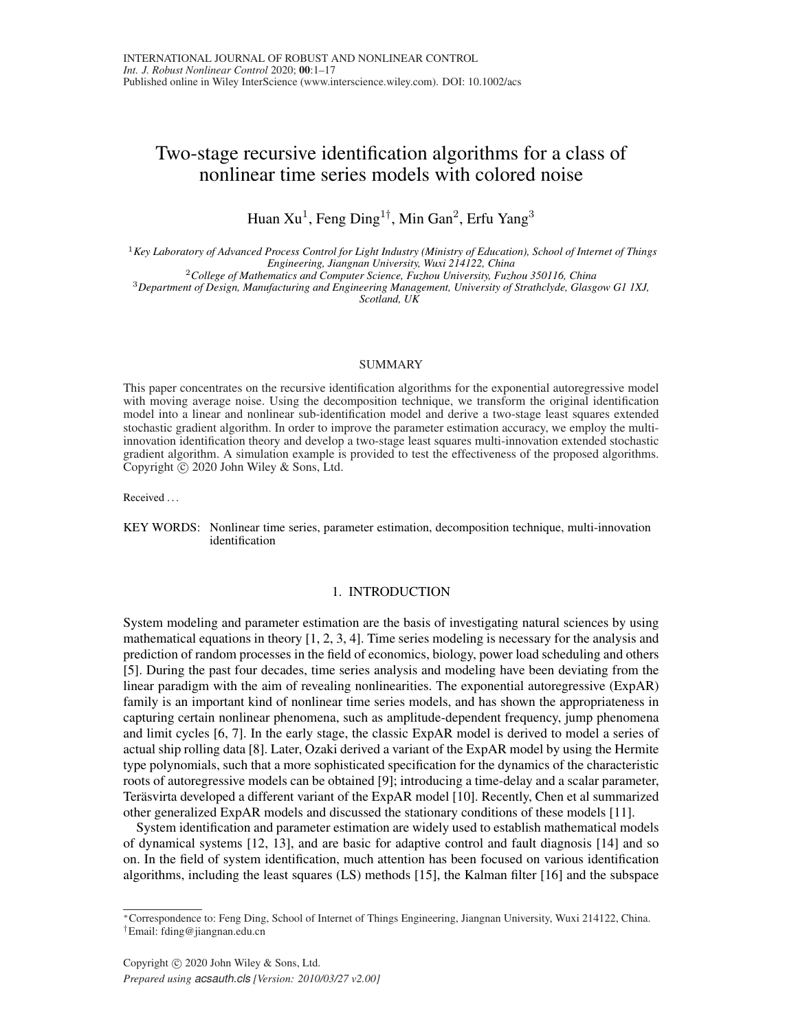# Two-stage recursive identification algorithms for a class of nonlinear time series models with colored noise

Huan Xu[1], Feng Ding[1†], Min Gan[2], Erfu Yang[3]

[1] *Key Laboratory of Advanced Process Control for Light Industry (Ministry of Education), School of Internet of Things Engineering, Jiangnan University, Wuxi 214122, China*
[2] *College of Mathematics and Computer Science, Fuzhou University, Fuzhou 350116, China*
[3] *Department of Design, Manufacturing and Engineering Management, University of Strathclyde, Glasgow G1 1XJ, Scotland, UK*

## SUMMARY

This paper concentrates on the recursive identification algorithms for the exponential autoregressive model with moving average noise. Using the decomposition technique, we transform the original identification model into a linear and nonlinear sub-identification model and derive a two-stage least squares extended stochastic gradient algorithm. In order to improve the parameter estimation accuracy, we employ the multi-innovation identification theory and develop a two-stage least squares multi-innovation extended stochastic gradient algorithm. A simulation example is provided to test the effectiveness of the proposed algorithms. Copyright © 2020 John Wiley & Sons, Ltd.

Received ...

KEY WORDS: Nonlinear time series, parameter estimation, decomposition technique, multi-innovation identification

## 1. INTRODUCTION

System modeling and parameter estimation are the basis of investigating natural sciences by using mathematical equations in theory [1, 2, 3, 4]. Time series modeling is necessary for the analysis and prediction of random processes in the field of economics, biology, power load scheduling and others [5]. During the past four decades, time series analysis and modeling have been deviating from the linear paradigm with the aim of revealing nonlinearities. The exponential autoregressive (ExpAR) family is an important kind of nonlinear time series models, and has shown the appropriateness in capturing certain nonlinear phenomena, such as amplitude-dependent frequency, jump phenomena and limit cycles [6, 7]. In the early stage, the classic ExpAR model is derived to model a series of actual ship rolling data [8]. Later, Ozaki derived a variant of the ExpAR model by using the Hermite type polynomials, such that a more sophisticated specification for the dynamics of the characteristic roots of autoregressive models can be obtained [9]; introducing a time-delay and a scalar parameter, Teräsvirta developed a different variant of the ExpAR model [10]. Recently, Chen et al summarized other generalized ExpAR models and discussed the stationary conditions of these models [11].

System identification and parameter estimation are widely used to establish mathematical models of dynamical systems [12, 13], and are basic for adaptive control and fault diagnosis [14] and so on. In the field of system identification, much attention has been focused on various identification algorithms, including the least squares (LS) methods [15], the Kalman filter [16] and the subspace

*Correspondence to: Feng Ding, School of Internet of Things Engineering, Jiangnan University, Wuxi 214122, China.
†Email: fding@jiangnan.edu.cn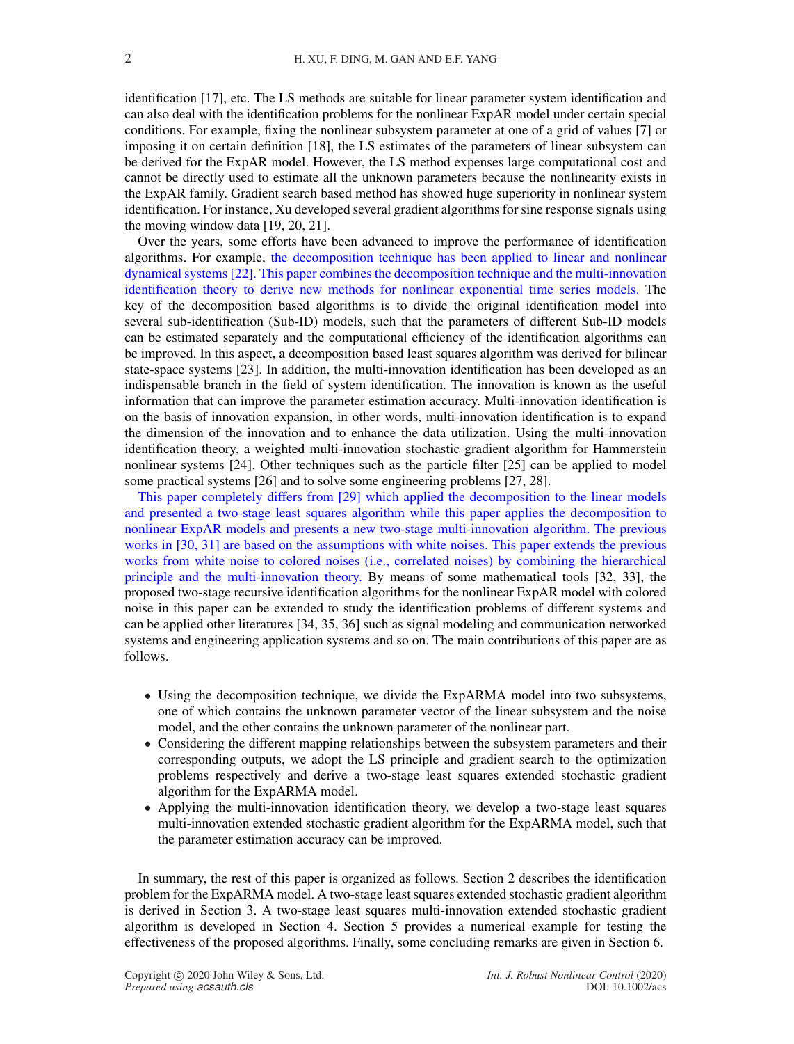identification [17], etc. The LS methods are suitable for linear parameter system identification and can also deal with the identification problems for the nonlinear ExpAR model under certain special conditions. For example, fixing the nonlinear subsystem parameter at one of a grid of values [7] or imposing it on certain definition [18], the LS estimates of the parameters of linear subsystem can be derived for the ExpAR model. However, the LS method expenses large computational cost and cannot be directly used to estimate all the unknown parameters because the nonlinearity exists in the ExpAR family. Gradient search based method has showed huge superiority in nonlinear system identification. For instance, Xu developed several gradient algorithms for sine response signals using the moving window data [19, 20, 21].

Over the years, some efforts have been advanced to improve the performance of identification algorithms. For example, the decomposition technique has been applied to linear and nonlinear dynamical systems [22]. This paper combines the decomposition technique and the multi-innovation identification theory to derive new methods for nonlinear exponential time series models. The key of the decomposition based algorithms is to divide the original identification model into several sub-identification (Sub-ID) models, such that the parameters of different Sub-ID models can be estimated separately and the computational efficiency of the identification algorithms can be improved. In this aspect, a decomposition based least squares algorithm was derived for bilinear state-space systems [23]. In addition, the multi-innovation identification has been developed as an indispensable branch in the field of system identification. The innovation is known as the useful information that can improve the parameter estimation accuracy. Multi-innovation identification is on the basis of innovation expansion, in other words, multi-innovation identification is to expand the dimension of the innovation and to enhance the data utilization. Using the multi-innovation identification theory, a weighted multi-innovation stochastic gradient algorithm for Hammerstein nonlinear systems [24]. Other techniques such as the particle filter [25] can be applied to model some practical systems [26] and to solve some engineering problems [27, 28].

This paper completely differs from [29] which applied the decomposition to the linear models and presented a two-stage least squares algorithm while this paper applies the decomposition to nonlinear ExpAR models and presents a new two-stage multi-innovation algorithm. The previous works in [30, 31] are based on the assumptions with white noises. This paper extends the previous works from white noise to colored noises (i.e., correlated noises) by combining the hierarchical principle and the multi-innovation theory. By means of some mathematical tools [32, 33], the proposed two-stage recursive identification algorithms for the nonlinear ExpAR model with colored noise in this paper can be extended to study the identification problems of different systems and can be applied other literatures [34, 35, 36] such as signal modeling and communication networked systems and engineering application systems and so on. The main contributions of this paper are as follows.

- Using the decomposition technique, we divide the ExpARMA model into two subsystems, one of which contains the unknown parameter vector of the linear subsystem and the noise model, and the other contains the unknown parameter of the nonlinear part.
- Considering the different mapping relationships between the subsystem parameters and their corresponding outputs, we adopt the LS principle and gradient search to the optimization problems respectively and derive a two-stage least squares extended stochastic gradient algorithm for the ExpARMA model.
- Applying the multi-innovation identification theory, we develop a two-stage least squares multi-innovation extended stochastic gradient algorithm for the ExpARMA model, such that the parameter estimation accuracy can be improved.

In summary, the rest of this paper is organized as follows. Section 2 describes the identification problem for the ExpARMA model. A two-stage least squares extended stochastic gradient algorithm is derived in Section 3. A two-stage least squares multi-innovation extended stochastic gradient algorithm is developed in Section 4. Section 5 provides a numerical example for testing the effectiveness of the proposed algorithms. Finally, some concluding remarks are given in Section 6.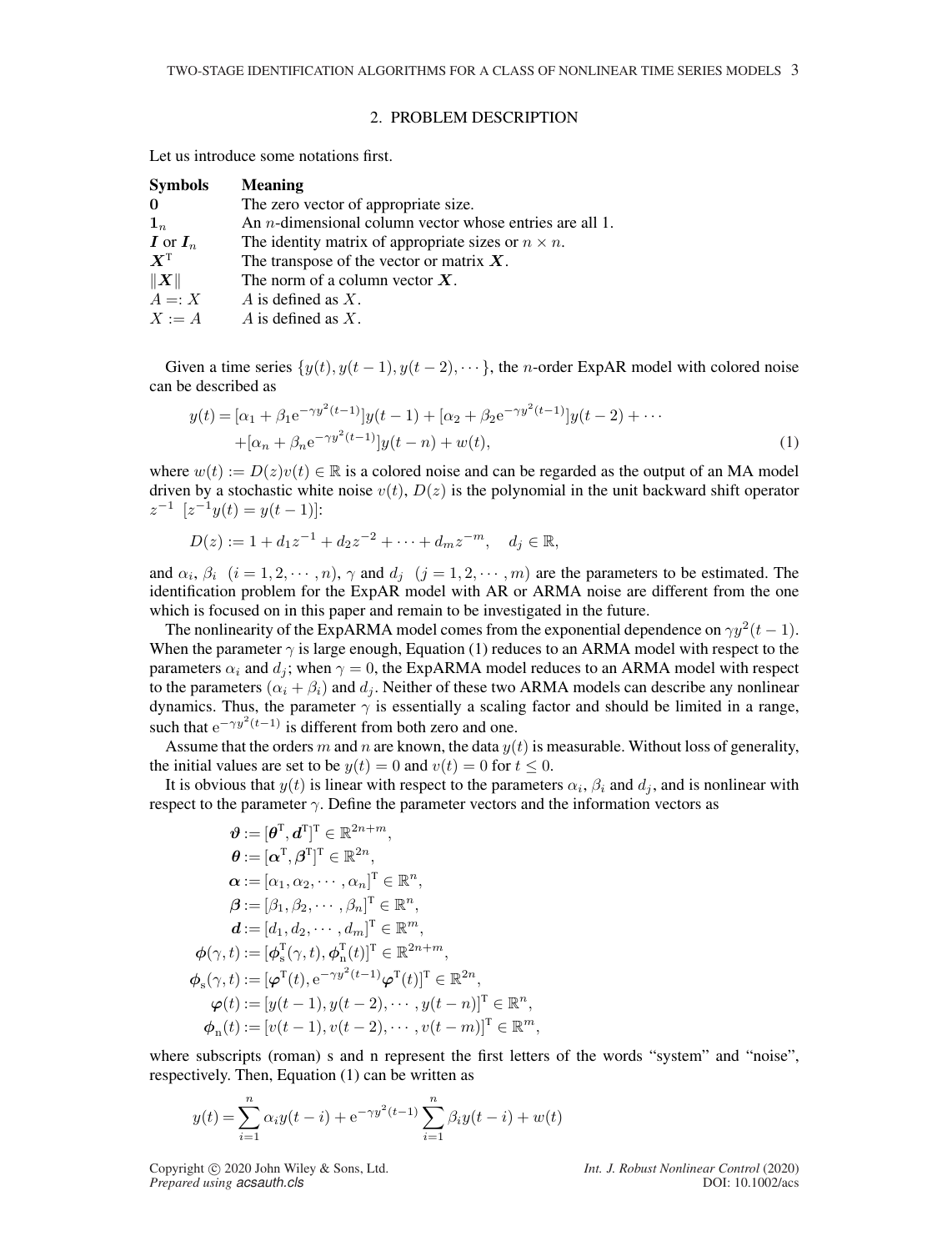## 2. PROBLEM DESCRIPTION

Let us introduce some notations first.

| Symbols | Meaning |
|---|---|
| $\mathbf{0}$ | The zero vector of appropriate size. |
| $\mathbf{1}_n$ | An $n$-dimensional column vector whose entries are all 1. |
| $\boldsymbol{I}$ or $\boldsymbol{I}_n$ | The identity matrix of appropriate sizes or $n \times n$. |
| $\boldsymbol{X}^{\mathrm{T}}$ | The transpose of the vector or matrix $\boldsymbol{X}$. |
| $\lVert\boldsymbol{X}\rVert$ | The norm of a column vector $\boldsymbol{X}$. |
| $A =: X$ | $A$ is defined as $X$. |
| $X := A$ | $A$ is defined as $X$. |

Given a time series $\{y(t), y(t-1), y(t-2), \cdots\}$, the $n$-order ExpAR model with colored noise can be described as

$$
\begin{aligned}
y(t) = & [\alpha_1 + \beta_1 \mathrm{e}^{-\gamma y^2(t-1)}]y(t-1) + [\alpha_2 + \beta_2 \mathrm{e}^{-\gamma y^2(t-1)}]y(t-2) + \cdots \\
& + [\alpha_n + \beta_n \mathrm{e}^{-\gamma y^2(t-1)}]y(t-n) + w(t),
\end{aligned} \tag{1}
$$

where $w(t) := D(z)v(t) \in \mathbb{R}$ is a colored noise and can be regarded as the output of an MA model driven by a stochastic white noise $v(t)$, $D(z)$ is the polynomial in the unit backward shift operator $z^{-1}$ $[z^{-1}y(t) = y(t-1)]$:

$$
D(z) := 1 + d_1 z^{-1} + d_2 z^{-2} + \cdots + d_m z^{-m}, \quad d_j \in \mathbb{R},
$$

and $\alpha_i$, $\beta_i$ $(i = 1, 2, \cdots, n)$, $\gamma$ and $d_j$ $(j = 1, 2, \cdots, m)$ are the parameters to be estimated. The identification problem for the ExpAR model with AR or ARMA noise are different from the one which is focused on in this paper and remain to be investigated in the future.

The nonlinearity of the ExpARMA model comes from the exponential dependence on $\gamma y^2(t-1)$. When the parameter $\gamma$ is large enough, Equation (1) reduces to an ARMA model with respect to the parameters $\alpha_i$ and $d_j$; when $\gamma = 0$, the ExpARMA model reduces to an ARMA model with respect to the parameters $(\alpha_i + \beta_i)$ and $d_j$. Neither of these two ARMA models can describe any nonlinear dynamics. Thus, the parameter $\gamma$ is essentially a scaling factor and should be limited in a range, such that $\mathrm{e}^{-\gamma y^2(t-1)}$ is different from both zero and one.

Assume that the orders $m$ and $n$ are known, the data $y(t)$ is measurable. Without loss of generality, the initial values are set to be $y(t) = 0$ and $v(t) = 0$ for $t \leq 0$.

It is obvious that $y(t)$ is linear with respect to the parameters $\alpha_i$, $\beta_i$ and $d_j$, and is nonlinear with respect to the parameter $\gamma$. Define the parameter vectors and the information vectors as

$$
\begin{aligned}
\boldsymbol{\vartheta} &:= [\boldsymbol{\theta}^{\mathrm{T}}, \boldsymbol{d}^{\mathrm{T}}]^{\mathrm{T}} \in \mathbb{R}^{2n+m}, \\
\boldsymbol{\theta} &:= [\boldsymbol{\alpha}^{\mathrm{T}}, \boldsymbol{\beta}^{\mathrm{T}}]^{\mathrm{T}} \in \mathbb{R}^{2n}, \\
\boldsymbol{\alpha} &:= [\alpha_1, \alpha_2, \cdots, \alpha_n]^{\mathrm{T}} \in \mathbb{R}^{n}, \\
\boldsymbol{\beta} &:= [\beta_1, \beta_2, \cdots, \beta_n]^{\mathrm{T}} \in \mathbb{R}^{n}, \\
\boldsymbol{d} &:= [d_1, d_2, \cdots, d_m]^{\mathrm{T}} \in \mathbb{R}^{m}, \\
\boldsymbol{\phi}(\gamma, t) &:= [\boldsymbol{\phi}_{\mathrm{s}}^{\mathrm{T}}(\gamma, t), \boldsymbol{\phi}_{\mathrm{n}}^{\mathrm{T}}(t)]^{\mathrm{T}} \in \mathbb{R}^{2n+m}, \\
\boldsymbol{\phi}_{\mathrm{s}}(\gamma, t) &:= [\boldsymbol{\varphi}^{\mathrm{T}}(t), \mathrm{e}^{-\gamma y^2(t-1)} \boldsymbol{\varphi}^{\mathrm{T}}(t)]^{\mathrm{T}} \in \mathbb{R}^{2n}, \\
\boldsymbol{\varphi}(t) &:= [y(t-1), y(t-2), \cdots, y(t-n)]^{\mathrm{T}} \in \mathbb{R}^{n}, \\
\boldsymbol{\phi}_{\mathrm{n}}(t) &:= [v(t-1), v(t-2), \cdots, v(t-m)]^{\mathrm{T}} \in \mathbb{R}^{m},
\end{aligned}
$$

where subscripts (roman) s and n represent the first letters of the words "system" and "noise", respectively. Then, Equation (1) can be written as

$$
y(t) = \sum_{i=1}^{n} \alpha_i y(t-i) + \mathrm{e}^{-\gamma y^2(t-1)} \sum_{i=1}^{n} \beta_i y(t-i) + w(t)
$$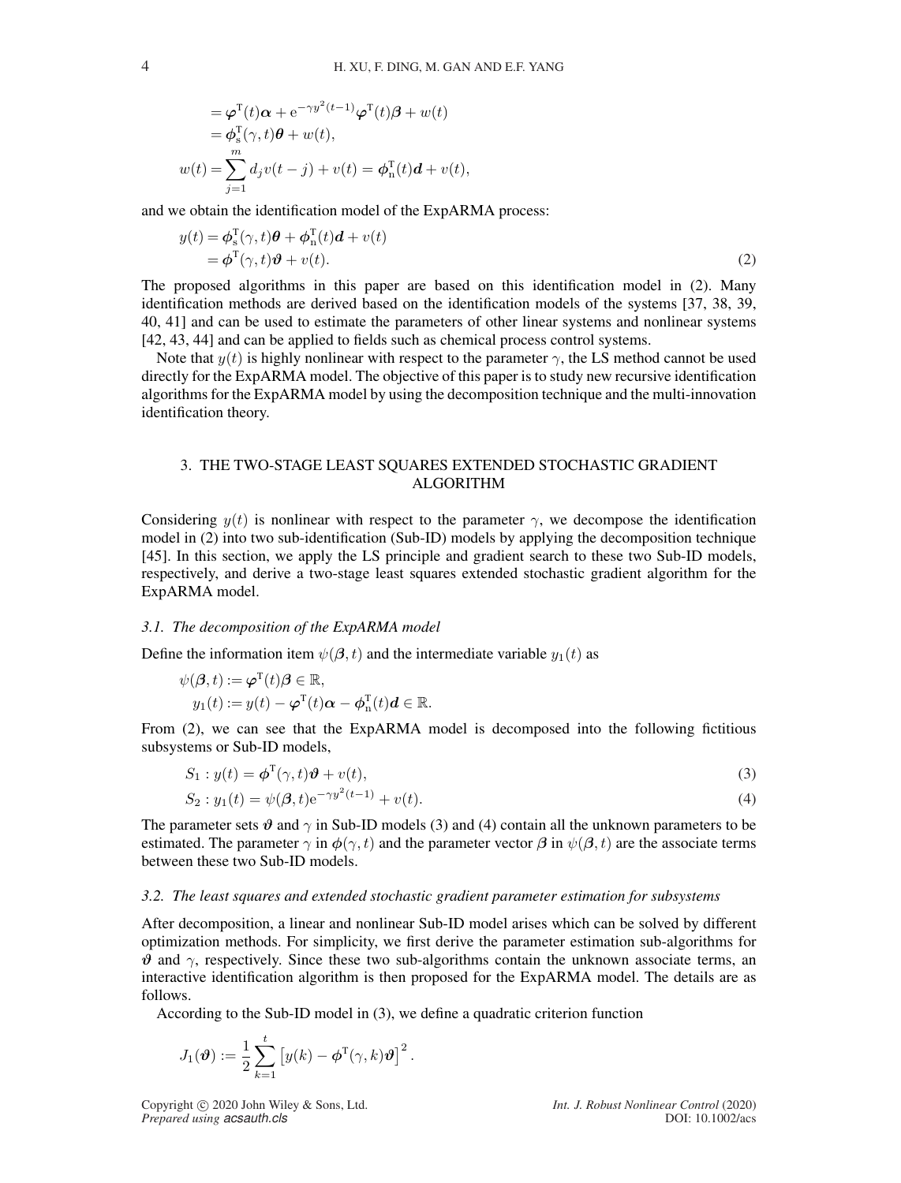$$
\begin{aligned}
&= \boldsymbol{\varphi}^{\mathrm{T}}(t)\boldsymbol{\alpha} + \mathrm{e}^{-\gamma y^2(t-1)}\boldsymbol{\varphi}^{\mathrm{T}}(t)\boldsymbol{\beta} + w(t) \\
&= \boldsymbol{\phi}_{\mathrm{s}}^{\mathrm{T}}(\gamma, t)\boldsymbol{\theta} + w(t), \\
w(t) &= \sum_{j=1}^{m} d_j v(t-j) + v(t) = \boldsymbol{\phi}_{\mathrm{n}}^{\mathrm{T}}(t)\boldsymbol{d} + v(t),
\end{aligned}
$$

and we obtain the identification model of the ExpARMA process:

$$
\begin{aligned}
y(t) &= \boldsymbol{\phi}_{\mathrm{s}}^{\mathrm{T}}(\gamma, t)\boldsymbol{\theta} + \boldsymbol{\phi}_{\mathrm{n}}^{\mathrm{T}}(t)\boldsymbol{d} + v(t) \\
&= \boldsymbol{\phi}^{\mathrm{T}}(\gamma, t)\boldsymbol{\vartheta} + v(t). \qquad (2)
\end{aligned}
$$

The proposed algorithms in this paper are based on this identification model in (2). Many identification methods are derived based on the identification models of the systems [37, 38, 39, 40, 41] and can be used to estimate the parameters of other linear systems and nonlinear systems [42, 43, 44] and can be applied to fields such as chemical process control systems.

Note that $y(t)$ is highly nonlinear with respect to the parameter $\gamma$, the LS method cannot be used directly for the ExpARMA model. The objective of this paper is to study new recursive identification algorithms for the ExpARMA model by using the decomposition technique and the multi-innovation identification theory.

## 3. THE TWO-STAGE LEAST SQUARES EXTENDED STOCHASTIC GRADIENT ALGORITHM

Considering $y(t)$ is nonlinear with respect to the parameter $\gamma$, we decompose the identification model in (2) into two sub-identification (Sub-ID) models by applying the decomposition technique [45]. In this section, we apply the LS principle and gradient search to these two Sub-ID models, respectively, and derive a two-stage least squares extended stochastic gradient algorithm for the ExpARMA model.

### *3.1. The decomposition of the ExpARMA model*

Define the information item $\psi(\boldsymbol{\beta}, t)$ and the intermediate variable $y_1(t)$ as

$$
\begin{aligned}
\psi(\boldsymbol{\beta}, t) &:= \boldsymbol{\varphi}^{\mathrm{T}}(t)\boldsymbol{\beta} \in \mathbb{R}, \\
y_1(t) &:= y(t) - \boldsymbol{\varphi}^{\mathrm{T}}(t)\boldsymbol{\alpha} - \boldsymbol{\phi}_{\mathrm{n}}^{\mathrm{T}}(t)\boldsymbol{d} \in \mathbb{R}.
\end{aligned}
$$

From (2), we can see that the ExpARMA model is decomposed into the following fictitious subsystems or Sub-ID models,

$$
S_1 : y(t) = \boldsymbol{\phi}^{\mathrm{T}}(\gamma, t)\boldsymbol{\vartheta} + v(t), \qquad (3)
$$

$$
S_2 : y_1(t) = \psi(\boldsymbol{\beta}, t)\mathrm{e}^{-\gamma y^2(t-1)} + v(t). \qquad (4)
$$

The parameter sets $\boldsymbol{\vartheta}$ and $\gamma$ in Sub-ID models (3) and (4) contain all the unknown parameters to be estimated. The parameter $\gamma$ in $\boldsymbol{\phi}(\gamma, t)$ and the parameter vector $\boldsymbol{\beta}$ in $\psi(\boldsymbol{\beta}, t)$ are the associate terms between these two Sub-ID models.

### *3.2. The least squares and extended stochastic gradient parameter estimation for subsystems*

After decomposition, a linear and nonlinear Sub-ID model arises which can be solved by different optimization methods. For simplicity, we first derive the parameter estimation sub-algorithms for $\boldsymbol{\vartheta}$ and $\gamma$, respectively. Since these two sub-algorithms contain the unknown associate terms, an interactive identification algorithm is then proposed for the ExpARMA model. The details are as follows.

According to the Sub-ID model in (3), we define a quadratic criterion function

$$
J_1(\boldsymbol{\vartheta}) := \frac{1}{2}\sum_{k=1}^{t}\left[y(k) - \boldsymbol{\phi}^{\mathrm{T}}(\gamma, k)\boldsymbol{\vartheta}\right]^2.
$$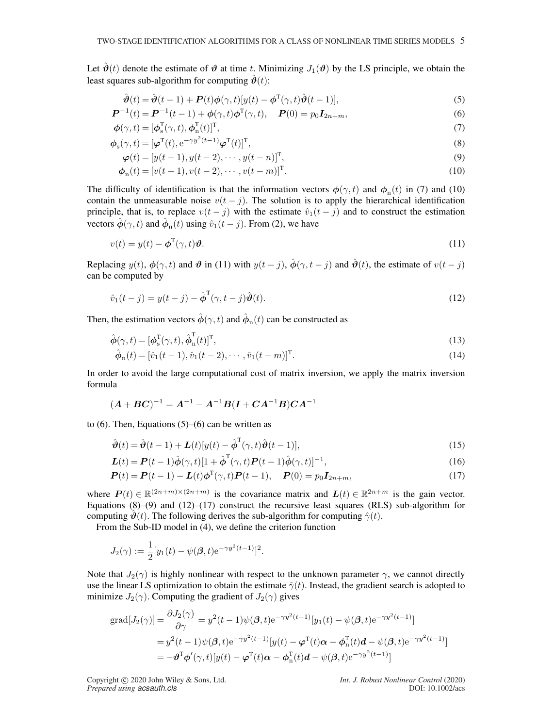Let $\hat{\boldsymbol{\vartheta}}(t)$ denote the estimate of $\boldsymbol{\vartheta}$ at time $t$. Minimizing $J_1(\boldsymbol{\vartheta})$ by the LS principle, we obtain the least squares sub-algorithm for computing $\hat{\boldsymbol{\vartheta}}(t)$:

$$\hat{\boldsymbol{\vartheta}}(t) = \hat{\boldsymbol{\vartheta}}(t-1) + \boldsymbol{P}(t)\boldsymbol{\phi}(\gamma,t)[y(t) - \boldsymbol{\phi}^{\mathrm{T}}(\gamma,t)\hat{\boldsymbol{\vartheta}}(t-1)], \tag{5}$$

$$\boldsymbol{P}^{-1}(t) = \boldsymbol{P}^{-1}(t-1) + \boldsymbol{\phi}(\gamma,t)\boldsymbol{\phi}^{\mathrm{T}}(\gamma,t), \quad \boldsymbol{P}(0) = p_0\boldsymbol{I}_{2n+m}, \tag{6}$$

$$\boldsymbol{\phi}(\gamma,t) = [\boldsymbol{\phi}_{\mathrm{s}}^{\mathrm{T}}(\gamma,t), \boldsymbol{\phi}_{\mathrm{n}}^{\mathrm{T}}(t)]^{\mathrm{T}}, \tag{7}$$

$$\boldsymbol{\phi}_{\mathrm{s}}(\gamma,t) = [\boldsymbol{\varphi}^{\mathrm{T}}(t), \mathrm{e}^{-\gamma y^2(t-1)}\boldsymbol{\varphi}^{\mathrm{T}}(t)]^{\mathrm{T}}, \tag{8}$$

$$\boldsymbol{\varphi}(t) = [y(t-1), y(t-2), \cdots, y(t-n)]^{\mathrm{T}}, \tag{9}$$

$$\boldsymbol{\phi}_{\mathrm{n}}(t) = [v(t-1), v(t-2), \cdots, v(t-m)]^{\mathrm{T}}. \tag{10}$$

The difficulty of identification is that the information vectors $\boldsymbol{\phi}(\gamma,t)$ and $\boldsymbol{\phi}_{\mathrm{n}}(t)$ in (7) and (10) contain the unmeasurable noise $v(t-j)$. The solution is to apply the hierarchical identification principle, that is, to replace $v(t-j)$ with the estimate $\hat{v}_1(t-j)$ and to construct the estimation vectors $\hat{\boldsymbol{\phi}}(\gamma,t)$ and $\hat{\boldsymbol{\phi}}_{\mathrm{n}}(t)$ using $\hat{v}_1(t-j)$. From (2), we have

$$v(t) = y(t) - \boldsymbol{\phi}^{\mathrm{T}}(\gamma,t)\boldsymbol{\vartheta}. \tag{11}$$

Replacing $y(t)$, $\boldsymbol{\phi}(\gamma,t)$ and $\boldsymbol{\vartheta}$ in (11) with $y(t-j)$, $\hat{\boldsymbol{\phi}}(\gamma,t-j)$ and $\hat{\boldsymbol{\vartheta}}(t)$, the estimate of $v(t-j)$ can be computed by

$$\hat{v}_1(t-j) = y(t-j) - \hat{\boldsymbol{\phi}}^{\mathrm{T}}(\gamma,t-j)\hat{\boldsymbol{\vartheta}}(t). \tag{12}$$

Then, the estimation vectors $\hat{\boldsymbol{\phi}}(\gamma,t)$ and $\hat{\boldsymbol{\phi}}_{\mathrm{n}}(t)$ can be constructed as

$$\hat{\boldsymbol{\phi}}(\gamma,t) = [\boldsymbol{\phi}_{\mathrm{s}}^{\mathrm{T}}(\gamma,t), \hat{\boldsymbol{\phi}}_{\mathrm{n}}^{\mathrm{T}}(t)]^{\mathrm{T}}, \tag{13}$$

$$\hat{\boldsymbol{\phi}}_{\mathrm{n}}(t) = [\hat{v}_1(t-1), \hat{v}_1(t-2), \cdots, \hat{v}_1(t-m)]^{\mathrm{T}}. \tag{14}$$

In order to avoid the large computational cost of matrix inversion, we apply the matrix inversion formula

$$(\boldsymbol{A} + \boldsymbol{B}\boldsymbol{C})^{-1} = \boldsymbol{A}^{-1} - \boldsymbol{A}^{-1}\boldsymbol{B}(\boldsymbol{I} + \boldsymbol{C}\boldsymbol{A}^{-1}\boldsymbol{B})\boldsymbol{C}\boldsymbol{A}^{-1}$$

to (6). Then, Equations (5)–(6) can be written as

$$\hat{\boldsymbol{\vartheta}}(t) = \hat{\boldsymbol{\vartheta}}(t-1) + \boldsymbol{L}(t)[y(t) - \hat{\boldsymbol{\phi}}^{\mathrm{T}}(\gamma,t)\hat{\boldsymbol{\vartheta}}(t-1)], \tag{15}$$

$$\boldsymbol{L}(t) = \boldsymbol{P}(t-1)\hat{\boldsymbol{\phi}}(\gamma,t)[1 + \hat{\boldsymbol{\phi}}^{\mathrm{T}}(\gamma,t)\boldsymbol{P}(t-1)\hat{\boldsymbol{\phi}}(\gamma,t)]^{-1}, \tag{16}$$

$$\boldsymbol{P}(t) = \boldsymbol{P}(t-1) - \boldsymbol{L}(t)\boldsymbol{\phi}^{\mathrm{T}}(\gamma,t)\boldsymbol{P}(t-1), \quad \boldsymbol{P}(0) = p_0\boldsymbol{I}_{2n+m}, \tag{17}$$

where $\boldsymbol{P}(t) \in \mathbb{R}^{(2n+m)\times(2n+m)}$ is the covariance matrix and $\boldsymbol{L}(t) \in \mathbb{R}^{2n+m}$ is the gain vector. Equations (8)–(9) and (12)–(17) construct the recursive least squares (RLS) sub-algorithm for computing $\hat{\boldsymbol{\vartheta}}(t)$. The following derives the sub-algorithm for computing $\hat{\gamma}(t)$.

From the Sub-ID model in (4), we define the criterion function

$$J_2(\gamma) := \frac{1}{2}[y_1(t) - \psi(\boldsymbol{\beta},t)\mathrm{e}^{-\gamma y^2(t-1)}]^2.$$

Note that $J_2(\gamma)$ is highly nonlinear with respect to the unknown parameter $\gamma$, we cannot directly use the linear LS optimization to obtain the estimate $\hat{\gamma}(t)$. Instead, the gradient search is adopted to minimize $J_2(\gamma)$. Computing the gradient of $J_2(\gamma)$ gives

$$\begin{aligned}
\mathrm{grad}[J_2(\gamma)] &= \frac{\partial J_2(\gamma)}{\partial \gamma} = y^2(t-1)\psi(\boldsymbol{\beta},t)\mathrm{e}^{-\gamma y^2(t-1)}[y_1(t) - \psi(\boldsymbol{\beta},t)\mathrm{e}^{-\gamma y^2(t-1)}] \\
&= y^2(t-1)\psi(\boldsymbol{\beta},t)\mathrm{e}^{-\gamma y^2(t-1)}[y(t) - \boldsymbol{\varphi}^{\mathrm{T}}(t)\boldsymbol{\alpha} - \boldsymbol{\phi}_{\mathrm{n}}^{\mathrm{T}}(t)\boldsymbol{d} - \psi(\boldsymbol{\beta},t)\mathrm{e}^{-\gamma y^2(t-1)}] \\
&= -\boldsymbol{\vartheta}^{\mathrm{T}}\boldsymbol{\phi}'(\gamma,t)[y(t) - \boldsymbol{\varphi}^{\mathrm{T}}(t)\boldsymbol{\alpha} - \boldsymbol{\phi}_{\mathrm{n}}^{\mathrm{T}}(t)\boldsymbol{d} - \psi(\boldsymbol{\beta},t)\mathrm{e}^{-\gamma y^2(t-1)}]
\end{aligned}$$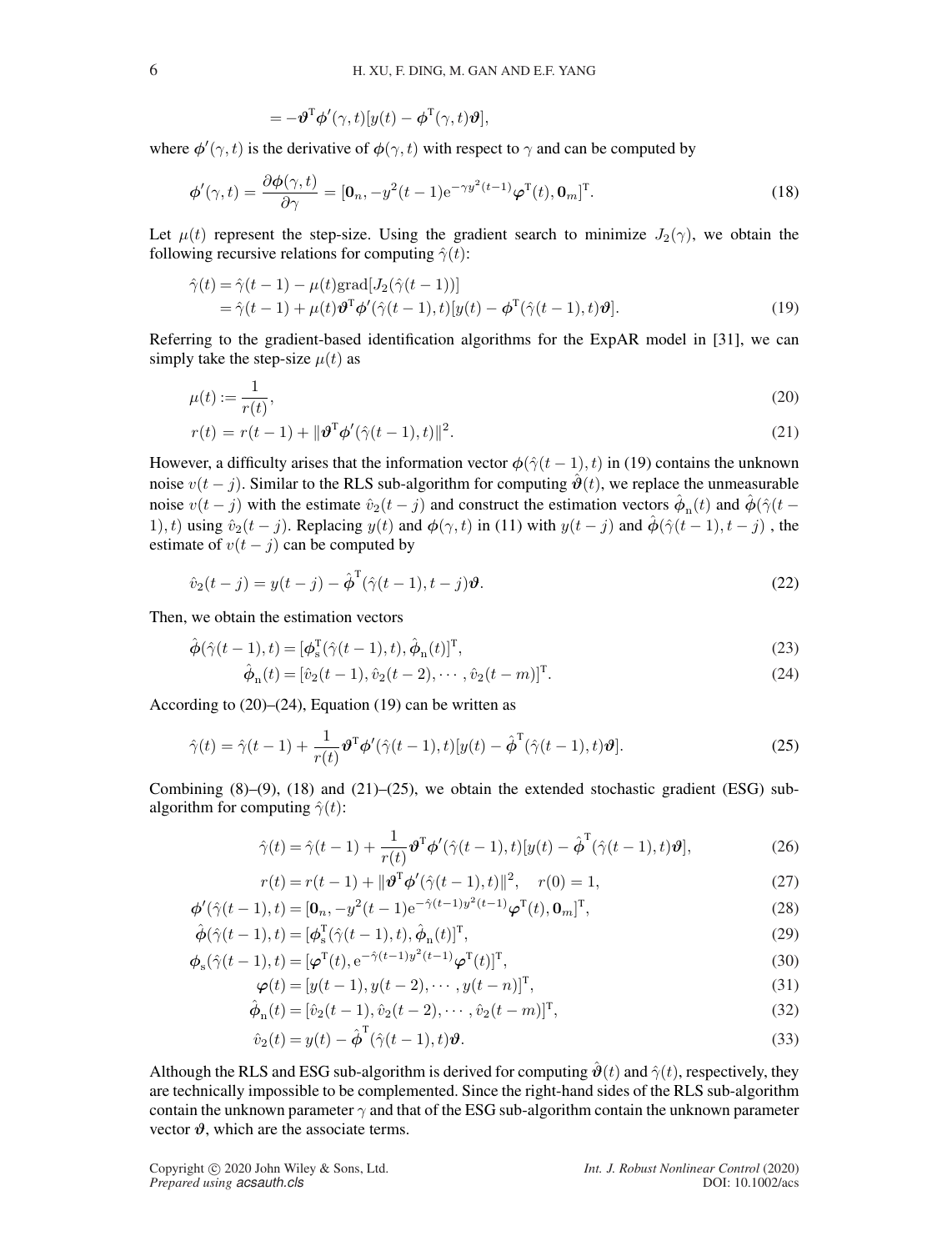$$= -\boldsymbol{\vartheta}^{\mathrm{T}}\boldsymbol{\phi}'(\gamma, t)[y(t) - \boldsymbol{\phi}^{\mathrm{T}}(\gamma, t)\boldsymbol{\vartheta}],$$

where $\boldsymbol{\phi}'(\gamma, t)$ is the derivative of $\boldsymbol{\phi}(\gamma, t)$ with respect to $\gamma$ and can be computed by

$$\boldsymbol{\phi}'(\gamma, t) = \frac{\partial \boldsymbol{\phi}(\gamma, t)}{\partial \gamma} = [\mathbf{0}_n, -y^2(t-1)\mathrm{e}^{-\gamma y^2(t-1)}\boldsymbol{\varphi}^{\mathrm{T}}(t), \mathbf{0}_m]^{\mathrm{T}}. \tag{18}$$

Let $\mu(t)$ represent the step-size. Using the gradient search to minimize $J_2(\gamma)$, we obtain the following recursive relations for computing $\hat{\gamma}(t)$:

$$\begin{aligned}
\hat{\gamma}(t) &= \hat{\gamma}(t-1) - \mu(t)\mathrm{grad}[J_2(\hat{\gamma}(t-1))] \\
&= \hat{\gamma}(t-1) + \mu(t)\boldsymbol{\vartheta}^{\mathrm{T}}\boldsymbol{\phi}'(\hat{\gamma}(t-1), t)[y(t) - \boldsymbol{\phi}^{\mathrm{T}}(\hat{\gamma}(t-1), t)\boldsymbol{\vartheta}].
\end{aligned} \tag{19}$$

Referring to the gradient-based identification algorithms for the ExpAR model in [31], we can simply take the step-size $\mu(t)$ as

$$\mu(t) := \frac{1}{r(t)}, \tag{20}$$

$$r(t) = r(t-1) + \|\boldsymbol{\vartheta}^{\mathrm{T}}\boldsymbol{\phi}'(\hat{\gamma}(t-1), t)\|^2. \tag{21}$$

However, a difficulty arises that the information vector $\boldsymbol{\phi}(\hat{\gamma}(t-1), t)$ in (19) contains the unknown noise $v(t-j)$. Similar to the RLS sub-algorithm for computing $\hat{\boldsymbol{\vartheta}}(t)$, we replace the unmeasurable noise $v(t-j)$ with the estimate $\hat{v}_2(t-j)$ and construct the estimation vectors $\hat{\boldsymbol{\phi}}_{\mathrm{n}}(t)$ and $\hat{\boldsymbol{\phi}}(\hat{\gamma}(t-1), t)$ using $\hat{v}_2(t-j)$. Replacing $y(t)$ and $\boldsymbol{\phi}(\gamma, t)$ in (11) with $y(t-j)$ and $\hat{\boldsymbol{\phi}}(\hat{\gamma}(t-1), t-j)$ , the estimate of $v(t-j)$ can be computed by

$$\hat{v}_2(t-j) = y(t-j) - \hat{\boldsymbol{\phi}}^{\mathrm{T}}(\hat{\gamma}(t-1), t-j)\boldsymbol{\vartheta}. \tag{22}$$

Then, we obtain the estimation vectors

$$\hat{\boldsymbol{\phi}}(\hat{\gamma}(t-1), t) = [\boldsymbol{\phi}_{\mathrm{s}}^{\mathrm{T}}(\hat{\gamma}(t-1), t), \hat{\boldsymbol{\phi}}_{\mathrm{n}}(t)]^{\mathrm{T}}, \tag{23}$$

$$\hat{\boldsymbol{\phi}}_{\mathrm{n}}(t) = [\hat{v}_2(t-1), \hat{v}_2(t-2), \cdots, \hat{v}_2(t-m)]^{\mathrm{T}}. \tag{24}$$

According to (20)–(24), Equation (19) can be written as

$$\hat{\gamma}(t) = \hat{\gamma}(t-1) + \frac{1}{r(t)}\boldsymbol{\vartheta}^{\mathrm{T}}\boldsymbol{\phi}'(\hat{\gamma}(t-1), t)[y(t) - \hat{\boldsymbol{\phi}}^{\mathrm{T}}(\hat{\gamma}(t-1), t)\boldsymbol{\vartheta}]. \tag{25}$$

Combining (8)–(9), (18) and (21)–(25), we obtain the extended stochastic gradient (ESG) sub-algorithm for computing $\hat{\gamma}(t)$:

$$\hat{\gamma}(t) = \hat{\gamma}(t-1) + \frac{1}{r(t)}\boldsymbol{\vartheta}^{\mathrm{T}}\boldsymbol{\phi}'(\hat{\gamma}(t-1), t)[y(t) - \hat{\boldsymbol{\phi}}^{\mathrm{T}}(\hat{\gamma}(t-1), t)\boldsymbol{\vartheta}], \tag{26}$$

$$r(t) = r(t-1) + \|\boldsymbol{\vartheta}^{\mathrm{T}}\boldsymbol{\phi}'(\hat{\gamma}(t-1), t)\|^2, \quad r(0) = 1, \tag{27}$$

$$\boldsymbol{\phi}'(\hat{\gamma}(t-1), t) = [\mathbf{0}_n, -y^2(t-1)\mathrm{e}^{-\hat{\gamma}(t-1)y^2(t-1)}\boldsymbol{\varphi}^{\mathrm{T}}(t), \mathbf{0}_m]^{\mathrm{T}}, \tag{28}$$

$$\hat{\boldsymbol{\phi}}(\hat{\gamma}(t-1), t) = [\boldsymbol{\phi}_{\mathrm{s}}^{\mathrm{T}}(\hat{\gamma}(t-1), t), \hat{\boldsymbol{\phi}}_{\mathrm{n}}(t)]^{\mathrm{T}}, \tag{29}$$

$$\boldsymbol{\phi}_{\mathrm{s}}(\hat{\gamma}(t-1), t) = [\boldsymbol{\varphi}^{\mathrm{T}}(t), \mathrm{e}^{-\hat{\gamma}(t-1)y^2(t-1)}\boldsymbol{\varphi}^{\mathrm{T}}(t)]^{\mathrm{T}}, \tag{30}$$

$$\boldsymbol{\varphi}(t) = [y(t-1), y(t-2), \cdots, y(t-n)]^{\mathrm{T}}, \tag{31}$$

$$\hat{\boldsymbol{\phi}}_{\mathrm{n}}(t) = [\hat{v}_2(t-1), \hat{v}_2(t-2), \cdots, \hat{v}_2(t-m)]^{\mathrm{T}}, \tag{32}$$

$$\hat{v}_2(t) = y(t) - \hat{\boldsymbol{\phi}}^{\mathrm{T}}(\hat{\gamma}(t-1), t)\boldsymbol{\vartheta}. \tag{33}$$

Although the RLS and ESG sub-algorithm is derived for computing $\hat{\boldsymbol{\vartheta}}(t)$ and $\hat{\gamma}(t)$, respectively, they are technically impossible to be complemented. Since the right-hand sides of the RLS sub-algorithm contain the unknown parameter $\gamma$ and that of the ESG sub-algorithm contain the unknown parameter vector $\boldsymbol{\vartheta}$, which are the associate terms.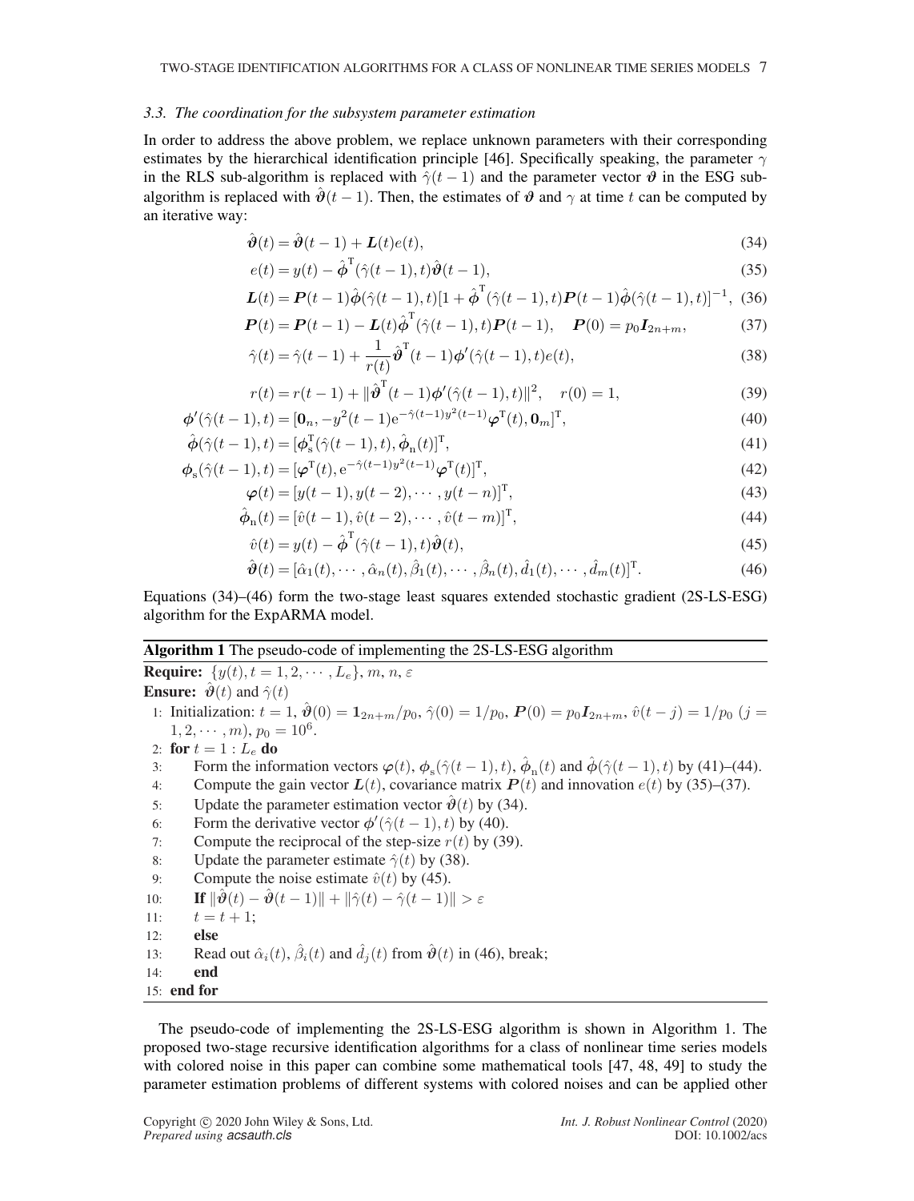### 3.3. The coordination for the subsystem parameter estimation

In order to address the above problem, we replace unknown parameters with their corresponding estimates by the hierarchical identification principle [46]. Specifically speaking, the parameter $\gamma$ in the RLS sub-algorithm is replaced with $\hat{\gamma}(t-1)$ and the parameter vector $\boldsymbol{\vartheta}$ in the ESG sub-algorithm is replaced with $\hat{\boldsymbol{\vartheta}}(t-1)$. Then, the estimates of $\boldsymbol{\vartheta}$ and $\gamma$ at time $t$ can be computed by an iterative way:

$$\hat{\boldsymbol{\vartheta}}(t) = \hat{\boldsymbol{\vartheta}}(t-1) + \boldsymbol{L}(t)e(t), \tag{34}$$

$$e(t) = y(t) - \hat{\boldsymbol{\phi}}^{\mathrm{T}}(\hat{\gamma}(t-1),t)\hat{\boldsymbol{\vartheta}}(t-1), \tag{35}$$

$$\boldsymbol{L}(t) = \boldsymbol{P}(t-1)\hat{\boldsymbol{\phi}}(\hat{\gamma}(t-1),t)[1+\hat{\boldsymbol{\phi}}^{\mathrm{T}}(\hat{\gamma}(t-1),t)\boldsymbol{P}(t-1)\hat{\boldsymbol{\phi}}(\hat{\gamma}(t-1),t)]^{-1}, \tag{36}$$

$$\boldsymbol{P}(t) = \boldsymbol{P}(t-1) - \boldsymbol{L}(t)\hat{\boldsymbol{\phi}}^{\mathrm{T}}(\hat{\gamma}(t-1),t)\boldsymbol{P}(t-1), \quad \boldsymbol{P}(0) = p_0\boldsymbol{I}_{2n+m}, \tag{37}$$

$$\hat{\gamma}(t) = \hat{\gamma}(t-1) + \frac{1}{r(t)}\hat{\boldsymbol{\vartheta}}^{\mathrm{T}}(t-1)\boldsymbol{\phi}'(\hat{\gamma}(t-1),t)e(t), \tag{38}$$

$$r(t) = r(t-1) + \|\hat{\boldsymbol{\vartheta}}^{\mathrm{T}}(t-1)\boldsymbol{\phi}'(\hat{\gamma}(t-1),t)\|^2, \quad r(0) = 1, \tag{39}$$

$$\boldsymbol{\phi}'(\hat{\gamma}(t-1),t) = [\boldsymbol{0}_n, -y^2(t-1)\mathrm{e}^{-\hat{\gamma}(t-1)y^2(t-1)}\boldsymbol{\varphi}^{\mathrm{T}}(t), \boldsymbol{0}_m]^{\mathrm{T}}, \tag{40}$$

$$\hat{\boldsymbol{\phi}}(\hat{\gamma}(t-1),t) = [\boldsymbol{\phi}_{\mathrm{s}}^{\mathrm{T}}(\hat{\gamma}(t-1),t), \hat{\boldsymbol{\phi}}_{\mathrm{n}}(t)]^{\mathrm{T}}, \tag{41}$$

$$\boldsymbol{\phi}_{\mathrm{s}}(\hat{\gamma}(t-1),t) = [\boldsymbol{\varphi}^{\mathrm{T}}(t), \mathrm{e}^{-\hat{\gamma}(t-1)y^2(t-1)}\boldsymbol{\varphi}^{\mathrm{T}}(t)]^{\mathrm{T}}, \tag{42}$$

$$\boldsymbol{\varphi}(t) = [y(t-1), y(t-2), \cdots, y(t-n)]^{\mathrm{T}}, \tag{43}$$

$$\hat{\boldsymbol{\phi}}_{\mathrm{n}}(t) = [\hat{v}(t-1), \hat{v}(t-2), \cdots, \hat{v}(t-m)]^{\mathrm{T}}, \tag{44}$$

$$\hat{v}(t) = y(t) - \hat{\boldsymbol{\phi}}^{\mathrm{T}}(\hat{\gamma}(t-1),t)\hat{\boldsymbol{\vartheta}}(t), \tag{45}$$

$$\hat{\boldsymbol{\vartheta}}(t) = [\hat{\alpha}_1(t), \cdots, \hat{\alpha}_n(t), \hat{\beta}_1(t), \cdots, \hat{\beta}_n(t), \hat{d}_1(t), \cdots, \hat{d}_m(t)]^{\mathrm{T}}. \tag{46}$$

Equations (34)–(46) form the two-stage least squares extended stochastic gradient (2S-LS-ESG) algorithm for the ExpARMA model.

**Algorithm 1** The pseudo-code of implementing the 2S-LS-ESG algorithm

**Require:** $\{y(t), t=1,2,\cdots,L_e\}$, $m$, $n$, $\varepsilon$

**Ensure:** $\hat{\boldsymbol{\vartheta}}(t)$ and $\hat{\gamma}(t)$

1: Initialization: $t=1$, $\hat{\boldsymbol{\vartheta}}(0) = \boldsymbol{1}_{2n+m}/p_0$, $\hat{\gamma}(0) = 1/p_0$, $\boldsymbol{P}(0) = p_0\boldsymbol{I}_{2n+m}$, $\hat{v}(t-j) = 1/p_0$ $(j = 1,2,\cdots,m)$, $p_0 = 10^6$.
2: **for** $t = 1 : L_e$ **do**
3: Form the information vectors $\boldsymbol{\varphi}(t)$, $\boldsymbol{\phi}_{\mathrm{s}}(\hat{\gamma}(t-1),t)$, $\hat{\boldsymbol{\phi}}_{\mathrm{n}}(t)$ and $\hat{\boldsymbol{\phi}}(\hat{\gamma}(t-1),t)$ by (41)–(44).
4: Compute the gain vector $\boldsymbol{L}(t)$, covariance matrix $\boldsymbol{P}(t)$ and innovation $e(t)$ by (35)–(37).
5: Update the parameter estimation vector $\hat{\boldsymbol{\vartheta}}(t)$ by (34).
6: Form the derivative vector $\boldsymbol{\phi}'(\hat{\gamma}(t-1),t)$ by (40).
7: Compute the reciprocal of the step-size $r(t)$ by (39).
8: Update the parameter estimate $\hat{\gamma}(t)$ by (38).
9: Compute the noise estimate $\hat{v}(t)$ by (45).
10: **If** $\|\hat{\boldsymbol{\vartheta}}(t) - \hat{\boldsymbol{\vartheta}}(t-1)\| + \|\hat{\gamma}(t) - \hat{\gamma}(t-1)\| > \varepsilon$
11: $t = t+1$;
12: **else**
13: Read out $\hat{\alpha}_i(t)$, $\hat{\beta}_i(t)$ and $\hat{d}_j(t)$ from $\hat{\boldsymbol{\vartheta}}(t)$ in (46), break;
14: **end**
15: **end for**

The pseudo-code of implementing the 2S-LS-ESG algorithm is shown in Algorithm 1. The proposed two-stage recursive identification algorithms for a class of nonlinear time series models with colored noise in this paper can combine some mathematical tools [47, 48, 49] to study the parameter estimation problems of different systems with colored noises and can be applied other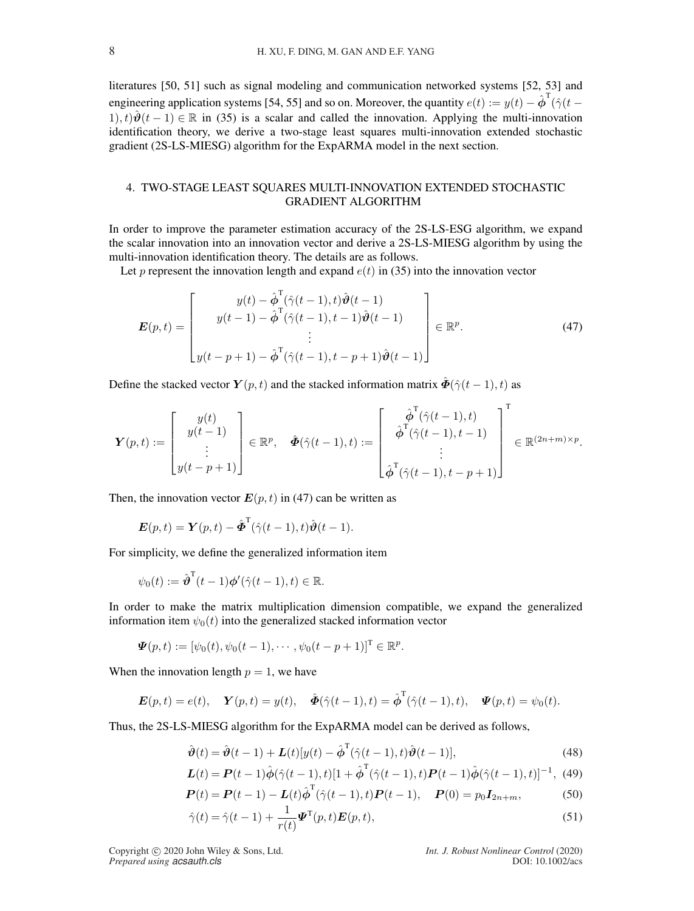literatures [50, 51] such as signal modeling and communication networked systems [52, 53] and engineering application systems [54, 55] and so on. Moreover, the quantity $e(t) := y(t) - \hat{\boldsymbol{\phi}}^{\mathrm{T}}(\hat{\gamma}(t-1), t)\hat{\boldsymbol{\vartheta}}(t-1) \in \mathbb{R}$ in (35) is a scalar and called the innovation. Applying the multi-innovation identification theory, we derive a two-stage least squares multi-innovation extended stochastic gradient (2S-LS-MIESG) algorithm for the ExpARMA model in the next section.

## 4. TWO-STAGE LEAST SQUARES MULTI-INNOVATION EXTENDED STOCHASTIC GRADIENT ALGORITHM

In order to improve the parameter estimation accuracy of the 2S-LS-ESG algorithm, we expand the scalar innovation into an innovation vector and derive a 2S-LS-MIESG algorithm by using the multi-innovation identification theory. The details are as follows.

Let $p$ represent the innovation length and expand $e(t)$ in (35) into the innovation vector

$$
\boldsymbol{E}(p,t) = \begin{bmatrix} y(t) - \hat{\boldsymbol{\phi}}^{\mathrm{T}}(\hat{\gamma}(t-1), t)\hat{\boldsymbol{\vartheta}}(t-1) \\ y(t-1) - \hat{\boldsymbol{\phi}}^{\mathrm{T}}(\hat{\gamma}(t-1), t-1)\hat{\boldsymbol{\vartheta}}(t-1) \\ \vdots \\ y(t-p+1) - \hat{\boldsymbol{\phi}}^{\mathrm{T}}(\hat{\gamma}(t-1), t-p+1)\hat{\boldsymbol{\vartheta}}(t-1) \end{bmatrix} \in \mathbb{R}^p. \tag{47}
$$

Define the stacked vector $\boldsymbol{Y}(p,t)$ and the stacked information matrix $\hat{\boldsymbol{\Phi}}(\hat{\gamma}(t-1), t)$ as

$$
\boldsymbol{Y}(p,t) := \begin{bmatrix} y(t) \\ y(t-1) \\ \vdots \\ y(t-p+1) \end{bmatrix} \in \mathbb{R}^p, \quad \hat{\boldsymbol{\Phi}}(\hat{\gamma}(t-1), t) := \begin{bmatrix} \hat{\boldsymbol{\phi}}^{\mathrm{T}}(\hat{\gamma}(t-1), t) \\ \hat{\boldsymbol{\phi}}^{\mathrm{T}}(\hat{\gamma}(t-1), t-1) \\ \vdots \\ \hat{\boldsymbol{\phi}}^{\mathrm{T}}(\hat{\gamma}(t-1), t-p+1) \end{bmatrix}^{\mathrm{T}} \in \mathbb{R}^{(2n+m)\times p}.
$$

Then, the innovation vector $\boldsymbol{E}(p,t)$ in (47) can be written as

$$
\boldsymbol{E}(p,t) = \boldsymbol{Y}(p,t) - \hat{\boldsymbol{\Phi}}^{\mathrm{T}}(\hat{\gamma}(t-1), t)\hat{\boldsymbol{\vartheta}}(t-1).
$$

For simplicity, we define the generalized information item

$$
\psi_0(t) := \hat{\boldsymbol{\vartheta}}^{\mathrm{T}}(t-1)\boldsymbol{\phi}'(\hat{\gamma}(t-1), t) \in \mathbb{R}.
$$

In order to make the matrix multiplication dimension compatible, we expand the generalized information item $\psi_0(t)$ into the generalized stacked information vector

$$
\boldsymbol{\Psi}(p,t) := [\psi_0(t), \psi_0(t-1), \cdots, \psi_0(t-p+1)]^{\mathrm{T}} \in \mathbb{R}^p.
$$

When the innovation length $p = 1$, we have

$$
\boldsymbol{E}(p,t) = e(t), \quad \boldsymbol{Y}(p,t) = y(t), \quad \hat{\boldsymbol{\Phi}}(\hat{\gamma}(t-1), t) = \hat{\boldsymbol{\phi}}^{\mathrm{T}}(\hat{\gamma}(t-1), t), \quad \boldsymbol{\Psi}(p,t) = \psi_0(t).
$$

Thus, the 2S-LS-MIESG algorithm for the ExpARMA model can be derived as follows,

$$
\hat{\boldsymbol{\vartheta}}(t) = \hat{\boldsymbol{\vartheta}}(t-1) + \boldsymbol{L}(t)[y(t) - \hat{\boldsymbol{\phi}}^{\mathrm{T}}(\hat{\gamma}(t-1), t)\hat{\boldsymbol{\vartheta}}(t-1)], \tag{48}
$$

$$
\boldsymbol{L}(t) = \boldsymbol{P}(t-1)\hat{\boldsymbol{\phi}}(\hat{\gamma}(t-1), t)[1 + \hat{\boldsymbol{\phi}}^{\mathrm{T}}(\hat{\gamma}(t-1), t)\boldsymbol{P}(t-1)\hat{\boldsymbol{\phi}}(\hat{\gamma}(t-1), t)]^{-1}, \tag{49}
$$

$$
\boldsymbol{P}(t) = \boldsymbol{P}(t-1) - \boldsymbol{L}(t)\hat{\boldsymbol{\phi}}^{\mathrm{T}}(\hat{\gamma}(t-1), t)\boldsymbol{P}(t-1), \quad \boldsymbol{P}(0) = p_0\boldsymbol{I}_{2n+m}, \tag{50}
$$

$$
\hat{\gamma}(t) = \hat{\gamma}(t-1) + \frac{1}{r(t)}\boldsymbol{\Psi}^{\mathrm{T}}(p,t)\boldsymbol{E}(p,t), \tag{51}
$$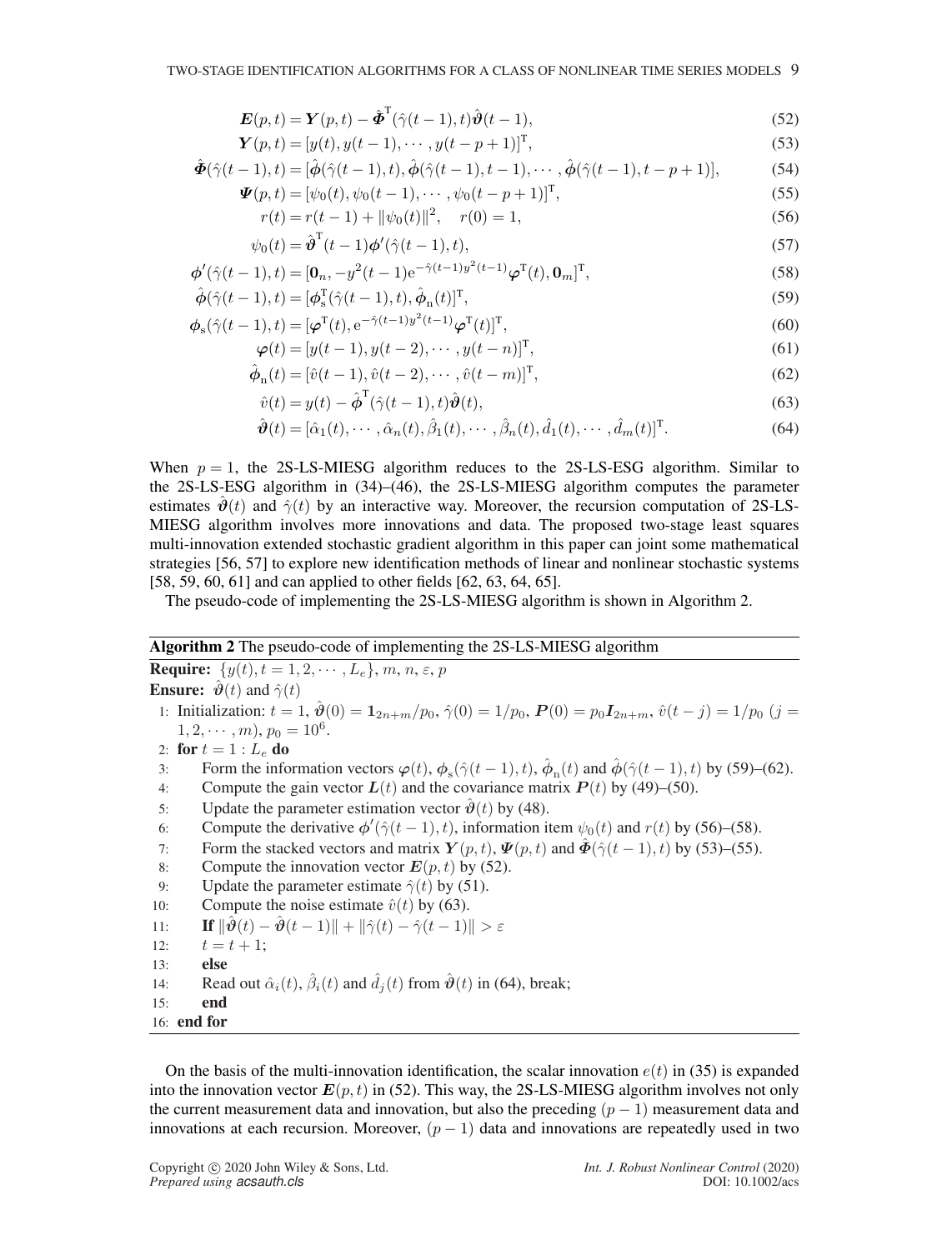$$\boldsymbol{E}(p,t)=\boldsymbol{Y}(p,t)-\hat{\boldsymbol{\Phi}}^{\mathrm{T}}(\hat{\gamma}(t-1),t)\hat{\boldsymbol{\vartheta}}(t-1), \tag{52}$$

$$\boldsymbol{Y}(p,t)=[y(t),y(t-1),\cdots,y(t-p+1)]^{\mathrm{T}}, \tag{53}$$

$$\hat{\boldsymbol{\Phi}}(\hat{\gamma}(t-1),t)=[\hat{\boldsymbol{\phi}}(\hat{\gamma}(t-1),t),\hat{\boldsymbol{\phi}}(\hat{\gamma}(t-1),t-1),\cdots,\hat{\boldsymbol{\phi}}(\hat{\gamma}(t-1),t-p+1)], \tag{54}$$

$$\boldsymbol{\Psi}(p,t)=[\psi_0(t),\psi_0(t-1),\cdots,\psi_0(t-p+1)]^{\mathrm{T}}, \tag{55}$$

$$r(t)=r(t-1)+\|\psi_0(t)\|^2,\quad r(0)=1, \tag{56}$$

$$\psi_0(t)=\hat{\boldsymbol{\vartheta}}^{\mathrm{T}}(t-1)\boldsymbol{\phi}'(\hat{\gamma}(t-1),t), \tag{57}$$

$$\boldsymbol{\phi}'(\hat{\gamma}(t-1),t)=[\boldsymbol{0}_n,-y^2(t-1)\mathrm{e}^{-\hat{\gamma}(t-1)y^2(t-1)}\boldsymbol{\varphi}^{\mathrm{T}}(t),\boldsymbol{0}_m]^{\mathrm{T}}, \tag{58}$$

$$\hat{\boldsymbol{\phi}}(\hat{\gamma}(t-1),t)=[\boldsymbol{\phi}_{\mathrm{s}}^{\mathrm{T}}(\hat{\gamma}(t-1),t),\hat{\boldsymbol{\phi}}_{\mathrm{n}}(t)]^{\mathrm{T}}, \tag{59}$$

$$\boldsymbol{\phi}_{\mathrm{s}}(\hat{\gamma}(t-1),t)=[\boldsymbol{\varphi}^{\mathrm{T}}(t),\mathrm{e}^{-\hat{\gamma}(t-1)y^2(t-1)}\boldsymbol{\varphi}^{\mathrm{T}}(t)]^{\mathrm{T}}, \tag{60}$$

$$\boldsymbol{\varphi}(t)=[y(t-1),y(t-2),\cdots,y(t-n)]^{\mathrm{T}}, \tag{61}$$

$$\hat{\boldsymbol{\phi}}_{\mathrm{n}}(t)=[\hat{v}(t-1),\hat{v}(t-2),\cdots,\hat{v}(t-m)]^{\mathrm{T}}, \tag{62}$$

$$\hat{v}(t)=y(t)-\hat{\boldsymbol{\phi}}^{\mathrm{T}}(\hat{\gamma}(t-1),t)\hat{\boldsymbol{\vartheta}}(t), \tag{63}$$

$$\hat{\boldsymbol{\vartheta}}(t)=[\hat{\alpha}_1(t),\cdots,\hat{\alpha}_n(t),\hat{\beta}_1(t),\cdots,\hat{\beta}_n(t),\hat{d}_1(t),\cdots,\hat{d}_m(t)]^{\mathrm{T}}. \tag{64}$$

When $p=1$, the 2S-LS-MIESG algorithm reduces to the 2S-LS-ESG algorithm. Similar to the 2S-LS-ESG algorithm in (34)–(46), the 2S-LS-MIESG algorithm computes the parameter estimates $\hat{\boldsymbol{\vartheta}}(t)$ and $\hat{\gamma}(t)$ by an interactive way. Moreover, the recursion computation of 2S-LS-MIESG algorithm involves more innovations and data. The proposed two-stage least squares multi-innovation extended stochastic gradient algorithm in this paper can joint some mathematical strategies [56, 57] to explore new identification methods of linear and nonlinear stochastic systems [58, 59, 60, 61] and can applied to other fields [62, 63, 64, 65].

The pseudo-code of implementing the 2S-LS-MIESG algorithm is shown in Algorithm 2.

**Algorithm 2** The pseudo-code of implementing the 2S-LS-MIESG algorithm

**Require:** $\{y(t),t=1,2,\cdots,L_e\}$, $m$, $n$, $\varepsilon$, $p$

**Ensure:** $\hat{\boldsymbol{\vartheta}}(t)$ and $\hat{\gamma}(t)$

1: Initialization: $t=1$, $\hat{\boldsymbol{\vartheta}}(0)=\boldsymbol{1}_{2n+m}/p_0$, $\hat{\gamma}(0)=1/p_0$, $\boldsymbol{P}(0)=p_0\boldsymbol{I}_{2n+m}$, $\hat{v}(t-j)=1/p_0$ $(j=1,2,\cdots,m)$, $p_0=10^6$.
2: **for** $t=1:L_e$ **do**
3: Form the information vectors $\boldsymbol{\varphi}(t)$, $\boldsymbol{\phi}_{\mathrm{s}}(\hat{\gamma}(t-1),t)$, $\hat{\boldsymbol{\phi}}_{\mathrm{n}}(t)$ and $\hat{\boldsymbol{\phi}}(\hat{\gamma}(t-1),t)$ by (59)–(62).
4: Compute the gain vector $\boldsymbol{L}(t)$ and the covariance matrix $\boldsymbol{P}(t)$ by (49)–(50).
5: Update the parameter estimation vector $\hat{\boldsymbol{\vartheta}}(t)$ by (48).
6: Compute the derivative $\boldsymbol{\phi}'(\hat{\gamma}(t-1),t)$, information item $\psi_0(t)$ and $r(t)$ by (56)–(58).
7: Form the stacked vectors and matrix $\boldsymbol{Y}(p,t)$, $\boldsymbol{\Psi}(p,t)$ and $\hat{\boldsymbol{\Phi}}(\hat{\gamma}(t-1),t)$ by (53)–(55).
8: Compute the innovation vector $\boldsymbol{E}(p,t)$ by (52).
9: Update the parameter estimate $\hat{\gamma}(t)$ by (51).
10: Compute the noise estimate $\hat{v}(t)$ by (63).
11: **If** $\|\hat{\boldsymbol{\vartheta}}(t)-\hat{\boldsymbol{\vartheta}}(t-1)\|+\|\hat{\gamma}(t)-\hat{\gamma}(t-1)\|>\varepsilon$
12: $t=t+1$;
13: **else**
14: Read out $\hat{\alpha}_i(t)$, $\hat{\beta}_i(t)$ and $\hat{d}_j(t)$ from $\hat{\boldsymbol{\vartheta}}(t)$ in (64), break;
15: **end**
16: **end for**

On the basis of the multi-innovation identification, the scalar innovation $e(t)$ in (35) is expanded into the innovation vector $\boldsymbol{E}(p,t)$ in (52). This way, the 2S-LS-MIESG algorithm involves not only the current measurement data and innovation, but also the preceding $(p-1)$ measurement data and innovations at each recursion. Moreover, $(p-1)$ data and innovations are repeatedly used in two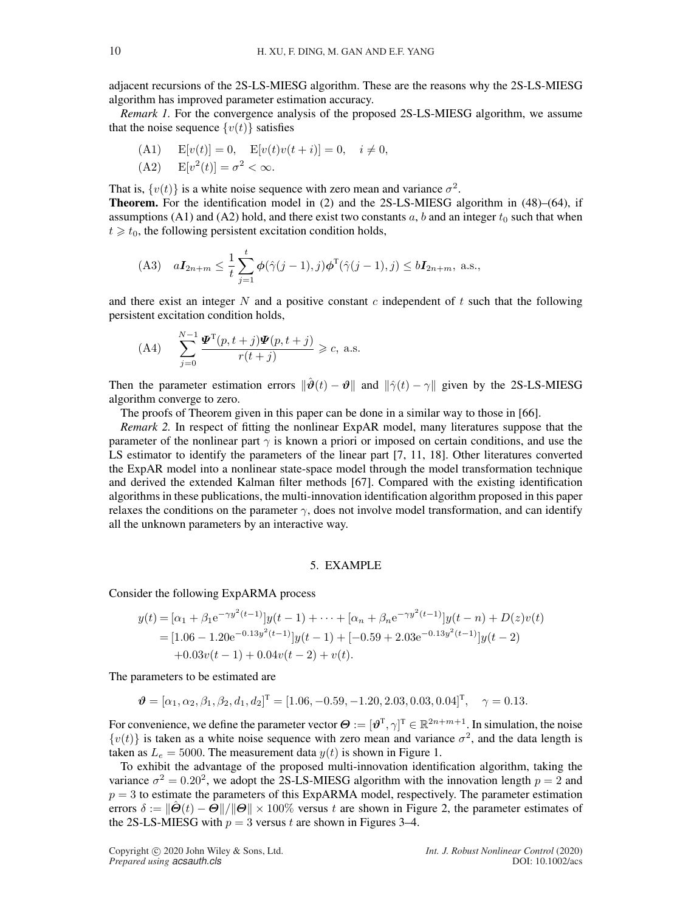adjacent recursions of the 2S-LS-MIESG algorithm. These are the reasons why the 2S-LS-MIESG algorithm has improved parameter estimation accuracy.

*Remark 1.* For the convergence analysis of the proposed 2S-LS-MIESG algorithm, we assume that the noise sequence $\{v(t)\}$ satisfies

$$\text{(A1)} \quad \mathrm{E}[v(t)] = 0, \quad \mathrm{E}[v(t)v(t+i)] = 0, \quad i \neq 0,$$

$$\text{(A2)} \quad \mathrm{E}[v^2(t)] = \sigma^2 < \infty.$$

That is, $\{v(t)\}$ is a white noise sequence with zero mean and variance $\sigma^2$.

**Theorem.** For the identification model in (2) and the 2S-LS-MIESG algorithm in (48)–(64), if assumptions (A1) and (A2) hold, and there exist two constants $a$, $b$ and an integer $t_0$ such that when $t \geqslant t_0$, the following persistent excitation condition holds,

$$\text{(A3)} \quad a\boldsymbol{I}_{2n+m} \leq \frac{1}{t}\sum_{j=1}^{t} \boldsymbol{\phi}(\hat{\gamma}(j-1), j)\boldsymbol{\phi}^{\mathrm{T}}(\hat{\gamma}(j-1), j) \leq b\boldsymbol{I}_{2n+m}, \text{ a.s.,}$$

and there exist an integer $N$ and a positive constant $c$ independent of $t$ such that the following persistent excitation condition holds,

$$\text{(A4)} \quad \sum_{j=0}^{N-1} \frac{\boldsymbol{\Psi}^{\mathrm{T}}(p, t+j)\boldsymbol{\Psi}(p, t+j)}{r(t+j)} \geqslant c, \text{ a.s.}$$

Then the parameter estimation errors $\|\hat{\boldsymbol{\vartheta}}(t) - \boldsymbol{\vartheta}\|$ and $\|\hat{\gamma}(t) - \gamma\|$ given by the 2S-LS-MIESG algorithm converge to zero.

The proofs of Theorem given in this paper can be done in a similar way to those in [66].

*Remark 2.* In respect of fitting the nonlinear ExpAR model, many literatures suppose that the parameter of the nonlinear part $\gamma$ is known a priori or imposed on certain conditions, and use the LS estimator to identify the parameters of the linear part [7, 11, 18]. Other literatures converted the ExpAR model into a nonlinear state-space model through the model transformation technique and derived the extended Kalman filter methods [67]. Compared with the existing identification algorithms in these publications, the multi-innovation identification algorithm proposed in this paper relaxes the conditions on the parameter $\gamma$, does not involve model transformation, and can identify all the unknown parameters by an interactive way.

## 5. EXAMPLE

Consider the following ExpARMA process

$$\begin{aligned}
y(t) &= [\alpha_1 + \beta_1 \mathrm{e}^{-\gamma y^2(t-1)}]y(t-1) + \cdots + [\alpha_n + \beta_n \mathrm{e}^{-\gamma y^2(t-1)}]y(t-n) + D(z)v(t) \\
&= [1.06 - 1.20\mathrm{e}^{-0.13y^2(t-1)}]y(t-1) + [-0.59 + 2.03\mathrm{e}^{-0.13y^2(t-1)}]y(t-2) \\
&\quad + 0.03v(t-1) + 0.04v(t-2) + v(t).
\end{aligned}$$

The parameters to be estimated are

$$\boldsymbol{\vartheta} = [\alpha_1, \alpha_2, \beta_1, \beta_2, d_1, d_2]^{\mathrm{T}} = [1.06, -0.59, -1.20, 2.03, 0.03, 0.04]^{\mathrm{T}}, \quad \gamma = 0.13.$$

For convenience, we define the parameter vector $\boldsymbol{\Theta} := [\boldsymbol{\vartheta}^{\mathrm{T}}, \gamma]^{\mathrm{T}} \in \mathbb{R}^{2n+m+1}$. In simulation, the noise $\{v(t)\}$ is taken as a white noise sequence with zero mean and variance $\sigma^2$, and the data length is taken as $L_e = 5000$. The measurement data $y(t)$ is shown in Figure 1.

To exhibit the advantage of the proposed multi-innovation identification algorithm, taking the variance $\sigma^2 = 0.20^2$, we adopt the 2S-LS-MIESG algorithm with the innovation length $p = 2$ and $p = 3$ to estimate the parameters of this ExpARMA model, respectively. The parameter estimation errors $\delta := \|\hat{\boldsymbol{\Theta}}(t) - \boldsymbol{\Theta}\|/\|\boldsymbol{\Theta}\| \times 100\%$ versus $t$ are shown in Figure 2, the parameter estimates of the 2S-LS-MIESG with $p = 3$ versus $t$ are shown in Figures 3–4.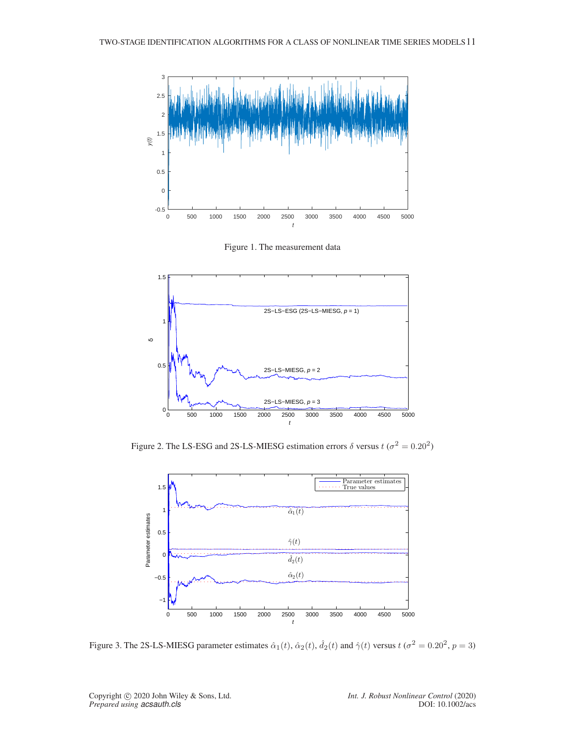Figure 1. The measurement data

Figure 2. The LS-ESG and 2S-LS-MIESG estimation errors $\delta$ versus $t$ ($\sigma^2 = 0.20^2$)

Figure 3. The 2S-LS-MIESG parameter estimates $\hat{\alpha}_1(t)$, $\hat{\alpha}_2(t)$, $\hat{d}_2(t)$ and $\hat{\gamma}(t)$ versus $t$ ($\sigma^2 = 0.20^2$, $p = 3$)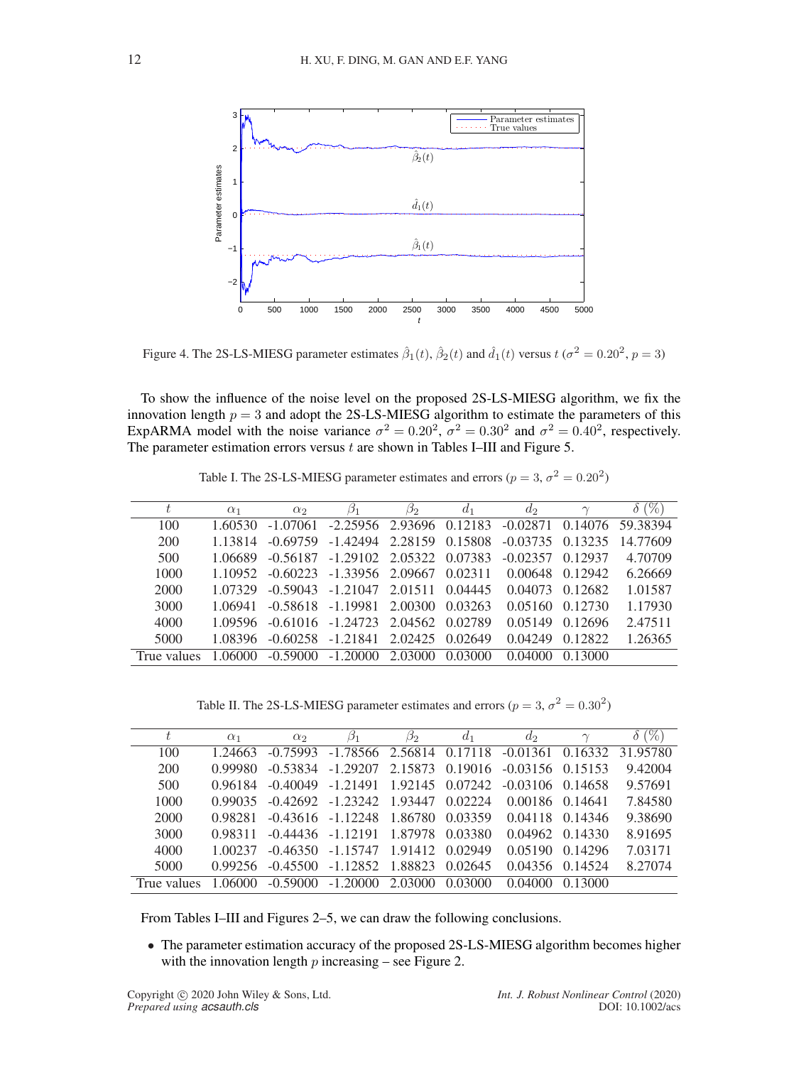Figure 4. The 2S-LS-MIESG parameter estimates $\hat{\beta}_1(t)$, $\hat{\beta}_2(t)$ and $\hat{d}_1(t)$ versus $t$ ($\sigma^2 = 0.20^2$, $p = 3$)

To show the influence of the noise level on the proposed 2S-LS-MIESG algorithm, we fix the innovation length $p = 3$ and adopt the 2S-LS-MIESG algorithm to estimate the parameters of this ExpARMA model with the noise variance $\sigma^2 = 0.20^2$, $\sigma^2 = 0.30^2$ and $\sigma^2 = 0.40^2$, respectively. The parameter estimation errors versus $t$ are shown in Tables I–III and Figure 5.

Table I. The 2S-LS-MIESG parameter estimates and errors ($p = 3$, $\sigma^2 = 0.20^2$)

| $t$ | $\alpha_1$ | $\alpha_2$ | $\beta_1$ | $\beta_2$ | $d_1$ | $d_2$ | $\gamma$ | $\delta$ (%) |
|---|---|---|---|---|---|---|---|---|
| 100 | 1.60530 | -1.07061 | -2.25956 | 2.93696 | 0.12183 | -0.02871 | 0.14076 | 59.38394 |
| 200 | 1.13814 | -0.69759 | -1.42494 | 2.28159 | 0.15808 | -0.03735 | 0.13235 | 14.77609 |
| 500 | 1.06689 | -0.56187 | -1.29102 | 2.05322 | 0.07383 | -0.02357 | 0.12937 | 4.70709 |
| 1000 | 1.10952 | -0.60223 | -1.33956 | 2.09667 | 0.02311 | 0.00648 | 0.12942 | 6.26669 |
| 2000 | 1.07329 | -0.59043 | -1.21047 | 2.01511 | 0.04445 | 0.04073 | 0.12682 | 1.01587 |
| 3000 | 1.06941 | -0.58618 | -1.19981 | 2.00300 | 0.03263 | 0.05160 | 0.12730 | 1.17930 |
| 4000 | 1.09596 | -0.61016 | -1.24723 | 2.04562 | 0.02789 | 0.05149 | 0.12696 | 2.47511 |
| 5000 | 1.08396 | -0.60258 | -1.21841 | 2.02425 | 0.02649 | 0.04249 | 0.12822 | 1.26365 |
| True values | 1.06000 | -0.59000 | -1.20000 | 2.03000 | 0.03000 | 0.04000 | 0.13000 | |

Table II. The 2S-LS-MIESG parameter estimates and errors ($p = 3$, $\sigma^2 = 0.30^2$)

| $t$ | $\alpha_1$ | $\alpha_2$ | $\beta_1$ | $\beta_2$ | $d_1$ | $d_2$ | $\gamma$ | $\delta$ (%) |
|---|---|---|---|---|---|---|---|---|
| 100 | 1.24663 | -0.75993 | -1.78566 | 2.56814 | 0.17118 | -0.01361 | 0.16332 | 31.95780 |
| 200 | 0.99980 | -0.53834 | -1.29207 | 2.15873 | 0.19016 | -0.03156 | 0.15153 | 9.42004 |
| 500 | 0.96184 | -0.40049 | -1.21491 | 1.92145 | 0.07242 | -0.03106 | 0.14658 | 9.57691 |
| 1000 | 0.99035 | -0.42692 | -1.23242 | 1.93447 | 0.02224 | 0.00186 | 0.14641 | 7.84580 |
| 2000 | 0.98281 | -0.43616 | -1.12248 | 1.86780 | 0.03359 | 0.04118 | 0.14346 | 9.38690 |
| 3000 | 0.98311 | -0.44436 | -1.12191 | 1.87978 | 0.03380 | 0.04962 | 0.14330 | 8.91695 |
| 4000 | 1.00237 | -0.46350 | -1.15747 | 1.91412 | 0.02949 | 0.05190 | 0.14296 | 7.03171 |
| 5000 | 0.99256 | -0.45500 | -1.12852 | 1.88823 | 0.02645 | 0.04356 | 0.14524 | 8.27074 |
| True values | 1.06000 | -0.59000 | -1.20000 | 2.03000 | 0.03000 | 0.04000 | 0.13000 | |

From Tables I–III and Figures 2–5, we can draw the following conclusions.

- The parameter estimation accuracy of the proposed 2S-LS-MIESG algorithm becomes higher with the innovation length $p$ increasing – see Figure 2.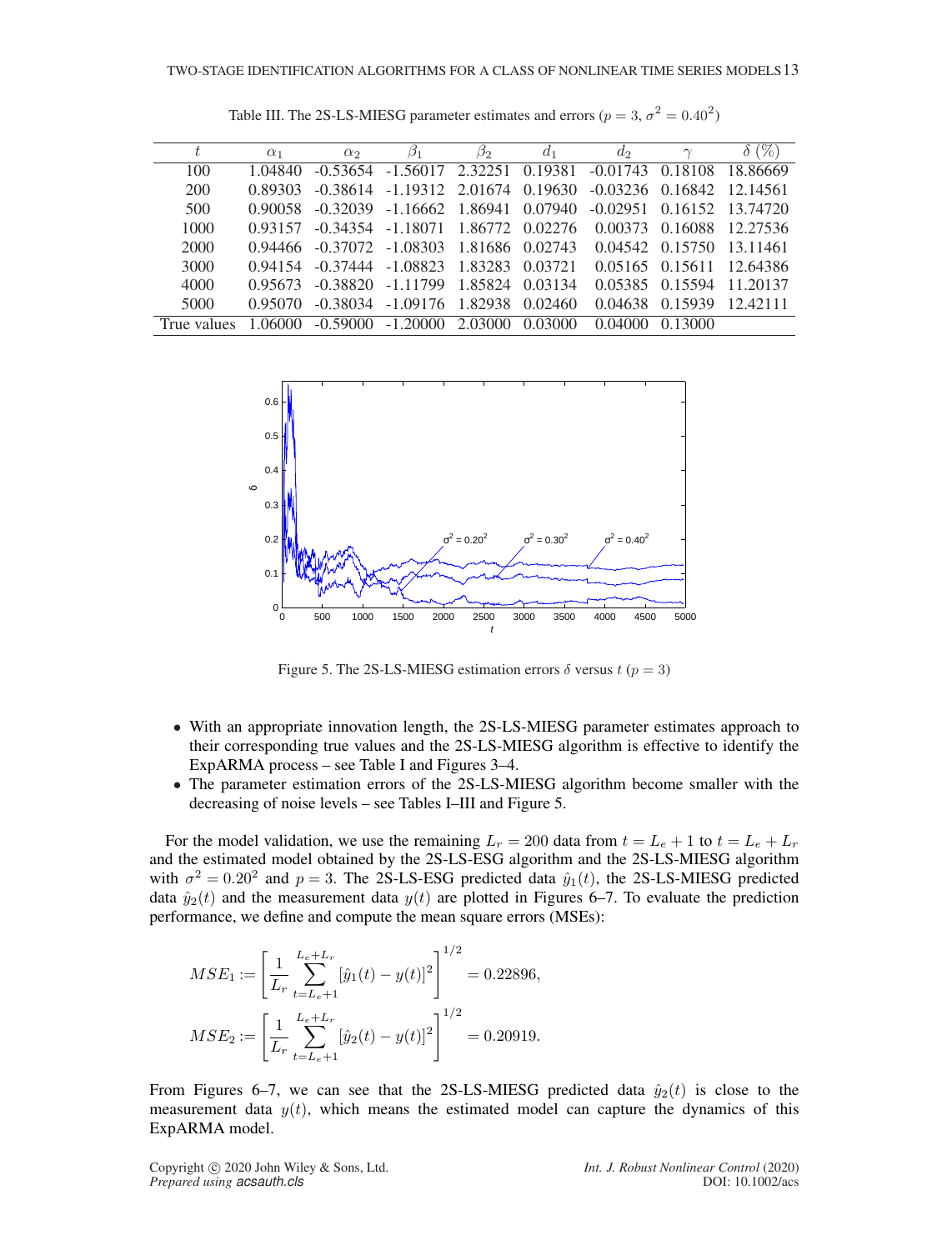Table III. The 2S-LS-MIESG parameter estimates and errors ($p = 3$, $\sigma^2 = 0.40^2$)

| $t$ | $\alpha_1$ | $\alpha_2$ | $\beta_1$ | $\beta_2$ | $d_1$ | $d_2$ | $\gamma$ | $\delta$ (%) |
|---|---|---|---|---|---|---|---|---|
| 100 | 1.04840 | -0.53654 | -1.56017 | 2.32251 | 0.19381 | -0.01743 | 0.18108 | 18.86669 |
| 200 | 0.89303 | -0.38614 | -1.19312 | 2.01674 | 0.19630 | -0.03236 | 0.16842 | 12.14561 |
| 500 | 0.90058 | -0.32039 | -1.16662 | 1.86941 | 0.07940 | -0.02951 | 0.16152 | 13.74720 |
| 1000 | 0.93157 | -0.34354 | -1.18071 | 1.86772 | 0.02276 | 0.00373 | 0.16088 | 12.27536 |
| 2000 | 0.94466 | -0.37072 | -1.08303 | 1.81686 | 0.02743 | 0.04542 | 0.15750 | 13.11461 |
| 3000 | 0.94154 | -0.37444 | -1.08823 | 1.83283 | 0.03721 | 0.05165 | 0.15611 | 12.64386 |
| 4000 | 0.95673 | -0.38820 | -1.11799 | 1.85824 | 0.03134 | 0.05385 | 0.15594 | 11.20137 |
| 5000 | 0.95070 | -0.38034 | -1.09176 | 1.82938 | 0.02460 | 0.04638 | 0.15939 | 12.42111 |
| True values | 1.06000 | -0.59000 | -1.20000 | 2.03000 | 0.03000 | 0.04000 | 0.13000 | |

Figure 5. The 2S-LS-MIESG estimation errors $\delta$ versus $t$ ($p = 3$)

- With an appropriate innovation length, the 2S-LS-MIESG parameter estimates approach to their corresponding true values and the 2S-LS-MIESG algorithm is effective to identify the ExpARMA process – see Table I and Figures 3–4.
- The parameter estimation errors of the 2S-LS-MIESG algorithm become smaller with the decreasing of noise levels – see Tables I–III and Figure 5.

For the model validation, we use the remaining $L_r = 200$ data from $t = L_e + 1$ to $t = L_e + L_r$ and the estimated model obtained by the 2S-LS-ESG algorithm and the 2S-LS-MIESG algorithm with $\sigma^2 = 0.20^2$ and $p = 3$. The 2S-LS-ESG predicted data $\hat{y}_1(t)$, the 2S-LS-MIESG predicted data $\hat{y}_2(t)$ and the measurement data $y(t)$ are plotted in Figures 6–7. To evaluate the prediction performance, we define and compute the mean square errors (MSEs):

$$MSE_1 := \left[\frac{1}{L_r}\sum_{t=L_e+1}^{L_e+L_r}[\hat{y}_1(t) - y(t)]^2\right]^{1/2} = 0.22896,$$

$$MSE_2 := \left[\frac{1}{L_r}\sum_{t=L_e+1}^{L_e+L_r}[\hat{y}_2(t) - y(t)]^2\right]^{1/2} = 0.20919.$$

From Figures 6–7, we can see that the 2S-LS-MIESG predicted data $\hat{y}_2(t)$ is close to the measurement data $y(t)$, which means the estimated model can capture the dynamics of this ExpARMA model.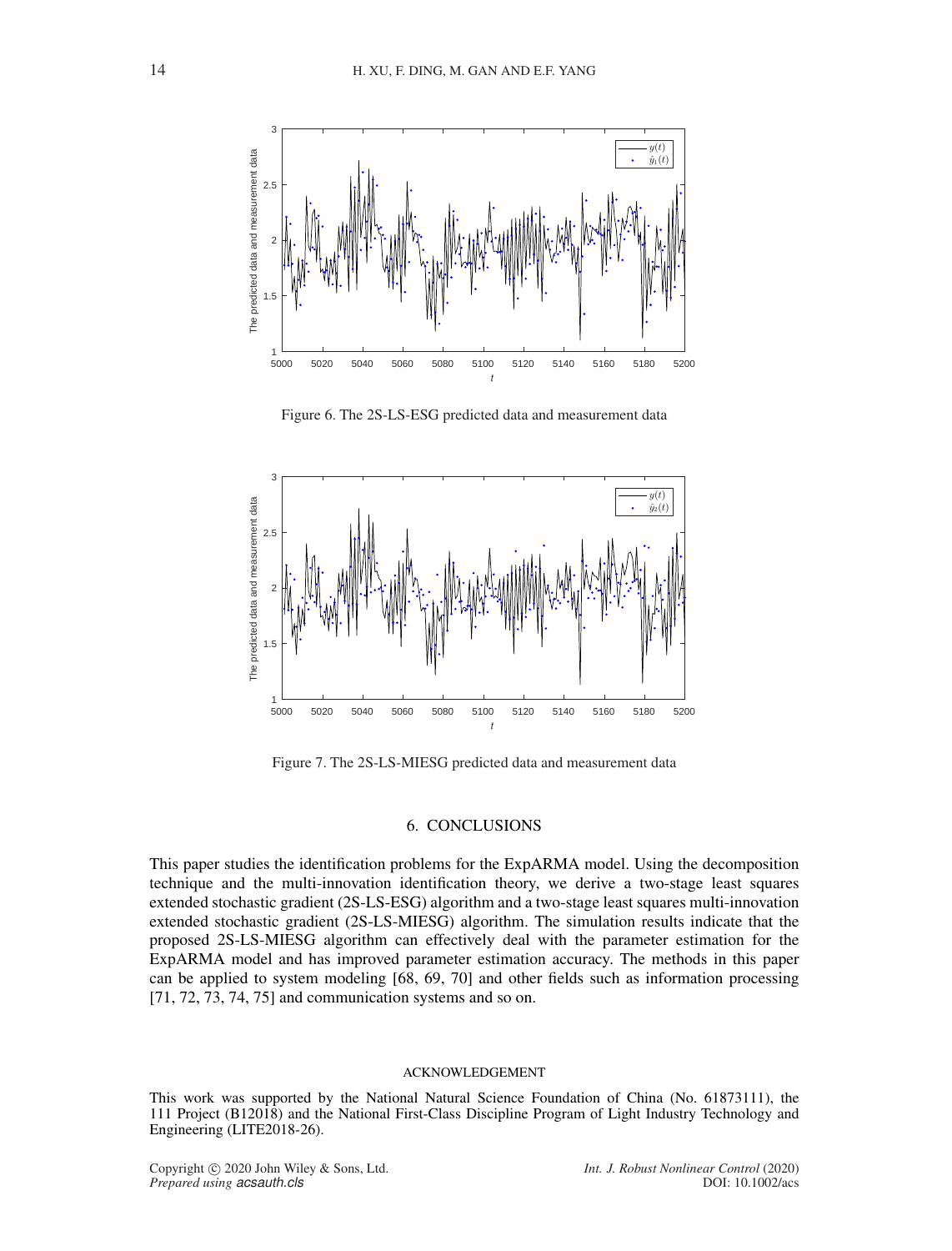Figure 6. The 2S-LS-ESG predicted data and measurement data

Figure 7. The 2S-LS-MIESG predicted data and measurement data

## 6. CONCLUSIONS

This paper studies the identification problems for the ExpARMA model. Using the decomposition technique and the multi-innovation identification theory, we derive a two-stage least squares extended stochastic gradient (2S-LS-ESG) algorithm and a two-stage least squares multi-innovation extended stochastic gradient (2S-LS-MIESG) algorithm. The simulation results indicate that the proposed 2S-LS-MIESG algorithm can effectively deal with the parameter estimation for the ExpARMA model and has improved parameter estimation accuracy. The methods in this paper can be applied to system modeling [68, 69, 70] and other fields such as information processing [71, 72, 73, 74, 75] and communication systems and so on.

### ACKNOWLEDGEMENT

This work was supported by the National Natural Science Foundation of China (No. 61873111), the 111 Project (B12018) and the National First-Class Discipline Program of Light Industry Technology and Engineering (LITE2018-26).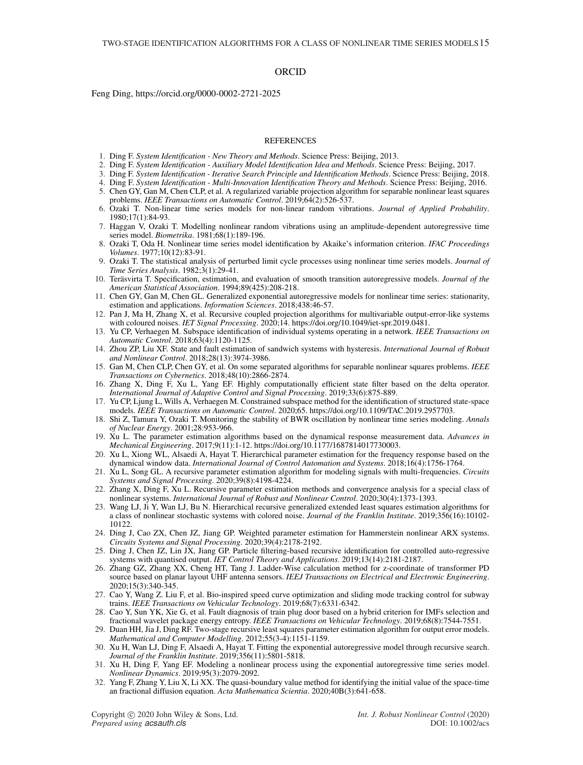## ORCID

Feng Ding, https://orcid.org/0000-0002-2721-2025

## REFERENCES

1. Ding F. *System Identification - New Theory and Methods*. Science Press: Beijing, 2013.
2. Ding F. *System Identification - Auxiliary Model Identification Idea and Methods*. Science Press: Beijing, 2017.
3. Ding F. *System Identification - Iterative Search Principle and Identification Methods*. Science Press: Beijing, 2018.
4. Ding F. *System Identification - Multi-Innovation Identification Theory and Methods*. Science Press: Beijing, 2016.
5. Chen GY, Gan M, Chen CLP, et al. A regularized variable projection algorithm for separable nonlinear least squares problems. *IEEE Transactions on Automatic Control*. 2019;64(2):526-537.
6. Ozaki T. Non-linear time series models for non-linear random vibrations. *Journal of Applied Probability*. 1980;17(1):84-93.
7. Haggan V, Ozaki T. Modelling nonlinear random vibrations using an amplitude-dependent autoregressive time series model. *Biometrika*. 1981;68(1):189-196.
8. Ozaki T, Oda H. Nonlinear time series model identification by Akaike's information criterion. *IFAC Proceedings Volumes*. 1977;10(12):83-91.
9. Ozaki T. The statistical analysis of perturbed limit cycle processes using nonlinear time series models. *Journal of Time Series Analysis*. 1982;3(1):29-41.
10. Teräsvirta T. Specification, estimation, and evaluation of smooth transition autoregressive models. *Journal of the American Statistical Association*. 1994;89(425):208-218.
11. Chen GY, Gan M, Chen GL. Generalized exponential autoregressive models for nonlinear time series: stationarity, estimation and applications. *Information Sciences*. 2018;438:46-57.
12. Pan J, Ma H, Zhang X, et al. Recursive coupled projection algorithms for multivariable output-error-like systems with coloured noises. *IET Signal Processing*. 2020;14. https://doi.org/10.1049/iet-spr.2019.0481.
13. Yu CP, Verhaegen M. Subspace identification of individual systems operating in a network. *IEEE Transactions on Automatic Control*. 2018;63(4):1120-1125.
14. Zhou ZP, Liu XF. State and fault estimation of sandwich systems with hysteresis. *International Journal of Robust and Nonlinear Control*. 2018;28(13):3974-3986.
15. Gan M, Chen CLP, Chen GY, et al. On some separated algorithms for separable nonlinear squares problems. *IEEE Transactions on Cybernetics*. 2018;48(10):2866-2874.
16. Zhang X, Ding F, Xu L, Yang EF. Highly computationally efficient state filter based on the delta operator. *International Journal of Adaptive Control and Signal Processing*. 2019;33(6):875-889.
17. Yu CP, Ljung L, Wills A, Verhaegen M. Constrained subspace method for the identification of structured state-space models. *IEEE Transactions on Automatic Control*. 2020;65. https://doi.org/10.1109/TAC.2019.2957703.
18. Shi Z, Tamura Y, Ozaki T. Monitoring the stability of BWR oscillation by nonlinear time series modeling. *Annals of Nuclear Energy*. 2001;28:953-966.
19. Xu L. The parameter estimation algorithms based on the dynamical response measurement data. *Advances in Mechanical Engineering*. 2017;9(11):1-12. https://doi.org/10.1177/1687814017730003.
20. Xu L, Xiong WL, Alsaedi A, Hayat T. Hierarchical parameter estimation for the frequency response based on the dynamical window data. *International Journal of Control Automation and Systems*. 2018;16(4):1756-1764.
21. Xu L, Song GL. A recursive parameter estimation algorithm for modeling signals with multi-frequencies. *Circuits Systems and Signal Processing*. 2020;39(8):4198-4224.
22. Zhang X, Ding F, Xu L. Recursive parameter estimation methods and convergence analysis for a special class of nonlinear systems. *International Journal of Robust and Nonlinear Control*. 2020;30(4):1373-1393.
23. Wang LJ, Ji Y, Wan LJ, Bu N. Hierarchical recursive generalized extended least squares estimation algorithms for a class of nonlinear stochastic systems with colored noise. *Journal of the Franklin Institute*. 2019;356(16):10102-10122.
24. Ding J, Cao ZX, Chen JZ, Jiang GP. Weighted parameter estimation for Hammerstein nonlinear ARX systems. *Circuits Systems and Signal Processing*. 2020;39(4):2178-2192.
25. Ding J, Chen JZ, Lin JX, Jiang GP. Particle filtering-based recursive identification for controlled auto-regressive systems with quantised output. *IET Control Theory and Applications*. 2019;13(14):2181-2187.
26. Zhang GZ, Zhang XX, Cheng HT, Tang J. Ladder-Wise calculation method for z-coordinate of transformer PD source based on planar layout UHF antenna sensors. *IEEJ Transactions on Electrical and Electronic Engineering*. 2020;15(3):340-345.
27. Cao Y, Wang Z. Liu F, et al. Bio-inspired speed curve optimization and sliding mode tracking control for subway trains. *IEEE Transactions on Vehicular Technology*. 2019;68(7):6331-6342.
28. Cao Y, Sun YK, Xie G, et al. Fault diagnosis of train plug door based on a hybrid criterion for IMFs selection and fractional wavelet package energy entropy. *IEEE Transactions on Vehicular Technology*. 2019;68(8):7544-7551.
29. Duan HH, Jia J, Ding RF. Two-stage recursive least squares parameter estimation algorithm for output error models. *Mathematical and Computer Modelling*. 2012;55(3-4):1151-1159.
30. Xu H, Wan LJ, Ding F, Alsaedi A, Hayat T. Fitting the exponential autoregressive model through recursive search. *Journal of the Franklin Institute*. 2019;356(11):5801-5818.
31. Xu H, Ding F, Yang EF. Modeling a nonlinear process using the exponential autoregressive time series model. *Nonlinear Dynamics*. 2019;95(3):2079-2092.
32. Yang F, Zhang Y, Liu X, Li XX. The quasi-boundary value method for identifying the initial value of the space-time an fractional diffusion equation. *Acta Mathematica Scientia*. 2020;40B(3):641-658.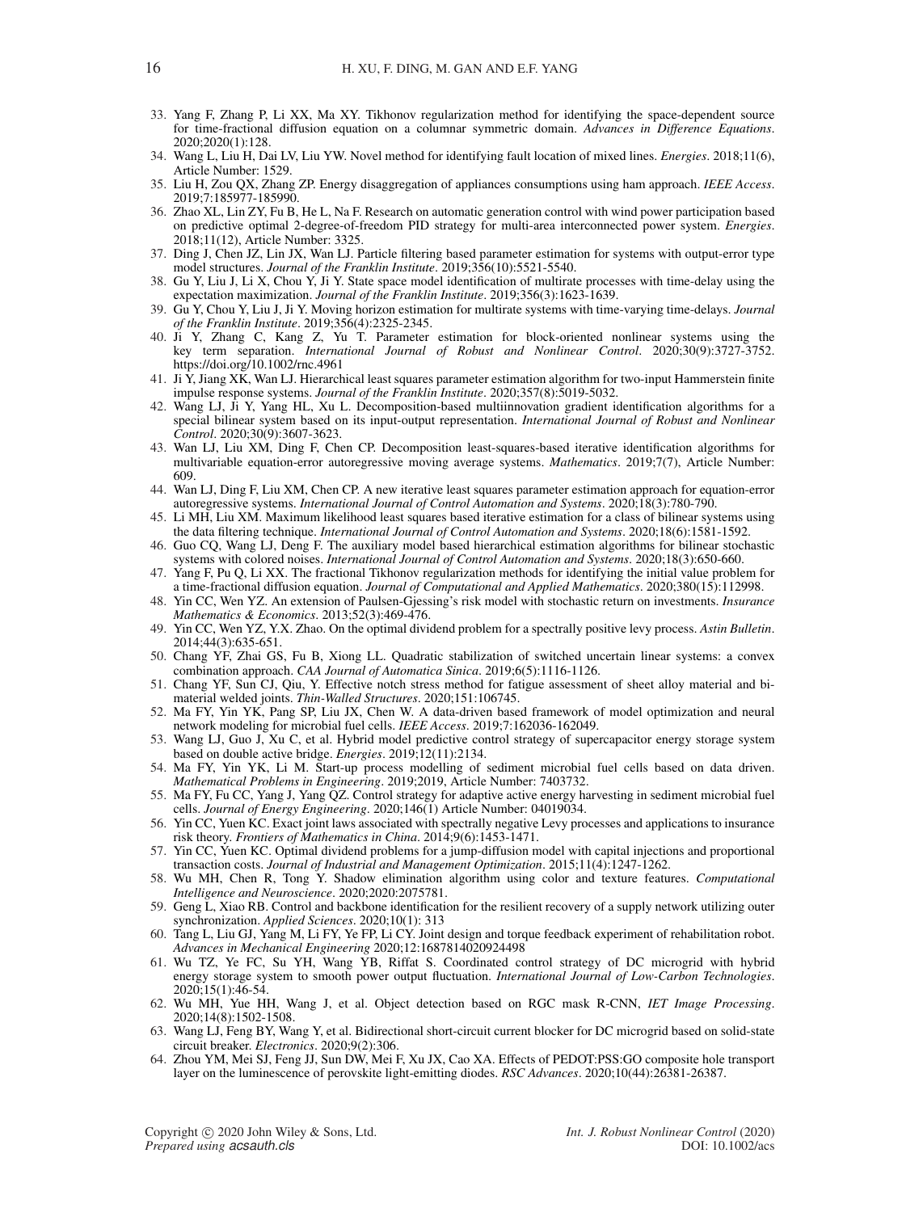33. Yang F, Zhang P, Li XX, Ma XY. Tikhonov regularization method for identifying the space-dependent source for time-fractional diffusion equation on a columnar symmetric domain. *Advances in Difference Equations*. 2020;2020(1):128.
34. Wang L, Liu H, Dai LV, Liu YW. Novel method for identifying fault location of mixed lines. *Energies*. 2018;11(6), Article Number: 1529.
35. Liu H, Zou QX, Zhang ZP. Energy disaggregation of appliances consumptions using ham approach. *IEEE Access*. 2019;7:185977-185990.
36. Zhao XL, Lin ZY, Fu B, He L, Na F. Research on automatic generation control with wind power participation based on predictive optimal 2-degree-of-freedom PID strategy for multi-area interconnected power system. *Energies*. 2018;11(12), Article Number: 3325.
37. Ding J, Chen JZ, Lin JX, Wan LJ. Particle filtering based parameter estimation for systems with output-error type model structures. *Journal of the Franklin Institute*. 2019;356(10):5521-5540.
38. Gu Y, Liu J, Li X, Chou Y, Ji Y. State space model identification of multirate processes with time-delay using the expectation maximization. *Journal of the Franklin Institute*. 2019;356(3):1623-1639.
39. Gu Y, Chou Y, Liu J, Ji Y. Moving horizon estimation for multirate systems with time-varying time-delays. *Journal of the Franklin Institute*. 2019;356(4):2325-2345.
40. Ji Y, Zhang C, Kang Z, Yu T. Parameter estimation for block-oriented nonlinear systems using the key term separation. *International Journal of Robust and Nonlinear Control*. 2020;30(9):3727-3752. https://doi.org/10.1002/rnc.4961
41. Ji Y, Jiang XK, Wan LJ. Hierarchical least squares parameter estimation algorithm for two-input Hammerstein finite impulse response systems. *Journal of the Franklin Institute*. 2020;357(8):5019-5032.
42. Wang LJ, Ji Y, Yang HL, Xu L. Decomposition-based multiinnovation gradient identification algorithms for a special bilinear system based on its input-output representation. *International Journal of Robust and Nonlinear Control*. 2020;30(9):3607-3623.
43. Wan LJ, Liu XM, Ding F, Chen CP. Decomposition least-squares-based iterative identification algorithms for multivariable equation-error autoregressive moving average systems. *Mathematics*. 2019;7(7), Article Number: 609.
44. Wan LJ, Ding F, Liu XM, Chen CP. A new iterative least squares parameter estimation approach for equation-error autoregressive systems. *International Journal of Control Automation and Systems*. 2020;18(3):780-790.
45. Li MH, Liu XM. Maximum likelihood least squares based iterative estimation for a class of bilinear systems using the data filtering technique. *International Journal of Control Automation and Systems*. 2020;18(6):1581-1592.
46. Guo CQ, Wang LJ, Deng F. The auxiliary model based hierarchical estimation algorithms for bilinear stochastic systems with colored noises. *International Journal of Control Automation and Systems*. 2020;18(3):650-660.
47. Yang F, Pu Q, Li XX. The fractional Tikhonov regularization methods for identifying the initial value problem for a time-fractional diffusion equation. *Journal of Computational and Applied Mathematics*. 2020;380(15):112998.
48. Yin CC, Wen YZ. An extension of Paulsen-Gjessing's risk model with stochastic return on investments. *Insurance Mathematics & Economics*. 2013;52(3):469-476.
49. Yin CC, Wen YZ, Y.X. Zhao. On the optimal dividend problem for a spectrally positive levy process. *Astin Bulletin*. 2014;44(3):635-651.
50. Chang YF, Zhai GS, Fu B, Xiong LL. Quadratic stabilization of switched uncertain linear systems: a convex combination approach. *CAA Journal of Automatica Sinica*. 2019;6(5):1116-1126.
51. Chang YF, Sun CJ, Qiu, Y. Effective notch stress method for fatigue assessment of sheet alloy material and bi-material welded joints. *Thin-Walled Structures*. 2020;151:106745.
52. Ma FY, Yin YK, Pang SP, Liu JX, Chen W. A data-driven based framework of model optimization and neural network modeling for microbial fuel cells. *IEEE Access*. 2019;7:162036-162049.
53. Wang LJ, Guo J, Xu C, et al. Hybrid model predictive control strategy of supercapacitor energy storage system based on double active bridge. *Energies*. 2019;12(11):2134.
54. Ma FY, Yin YK, Li M. Start-up process modelling of sediment microbial fuel cells based on data driven. *Mathematical Problems in Engineering*. 2019;2019, Article Number: 7403732.
55. Ma FY, Fu CC, Yang J, Yang QZ. Control strategy for adaptive active energy harvesting in sediment microbial fuel cells. *Journal of Energy Engineering*. 2020;146(1) Article Number: 04019034.
56. Yin CC, Yuen KC. Exact joint laws associated with spectrally negative Levy processes and applications to insurance risk theory. *Frontiers of Mathematics in China*. 2014;9(6):1453-1471.
57. Yin CC, Yuen KC. Optimal dividend problems for a jump-diffusion model with capital injections and proportional transaction costs. *Journal of Industrial and Management Optimization*. 2015;11(4):1247-1262.
58. Wu MH, Chen R, Tong Y. Shadow elimination algorithm using color and texture features. *Computational Intelligence and Neuroscience*. 2020;2020:2075781.
59. Geng L, Xiao RB. Control and backbone identification for the resilient recovery of a supply network utilizing outer synchronization. *Applied Sciences*. 2020;10(1): 313
60. Tang L, Liu GJ, Yang M, Li FY, Ye FP, Li CY. Joint design and torque feedback experiment of rehabilitation robot. *Advances in Mechanical Engineering* 2020;12:1687814020924498
61. Wu TZ, Ye FC, Su YH, Wang YB, Riffat S. Coordinated control strategy of DC microgrid with hybrid energy storage system to smooth power output fluctuation. *International Journal of Low-Carbon Technologies*. 2020;15(1):46-54.
62. Wu MH, Yue HH, Wang J, et al. Object detection based on RGC mask R-CNN, *IET Image Processing*. 2020;14(8):1502-1508.
63. Wang LJ, Feng BY, Wang Y, et al. Bidirectional short-circuit current blocker for DC microgrid based on solid-state circuit breaker. *Electronics*. 2020;9(2):306.
64. Zhou YM, Mei SJ, Feng JJ, Sun DW, Mei F, Xu JX, Cao XA. Effects of PEDOT:PSS:GO composite hole transport layer on the luminescence of perovskite light-emitting diodes. *RSC Advances*. 2020;10(44):26381-26387.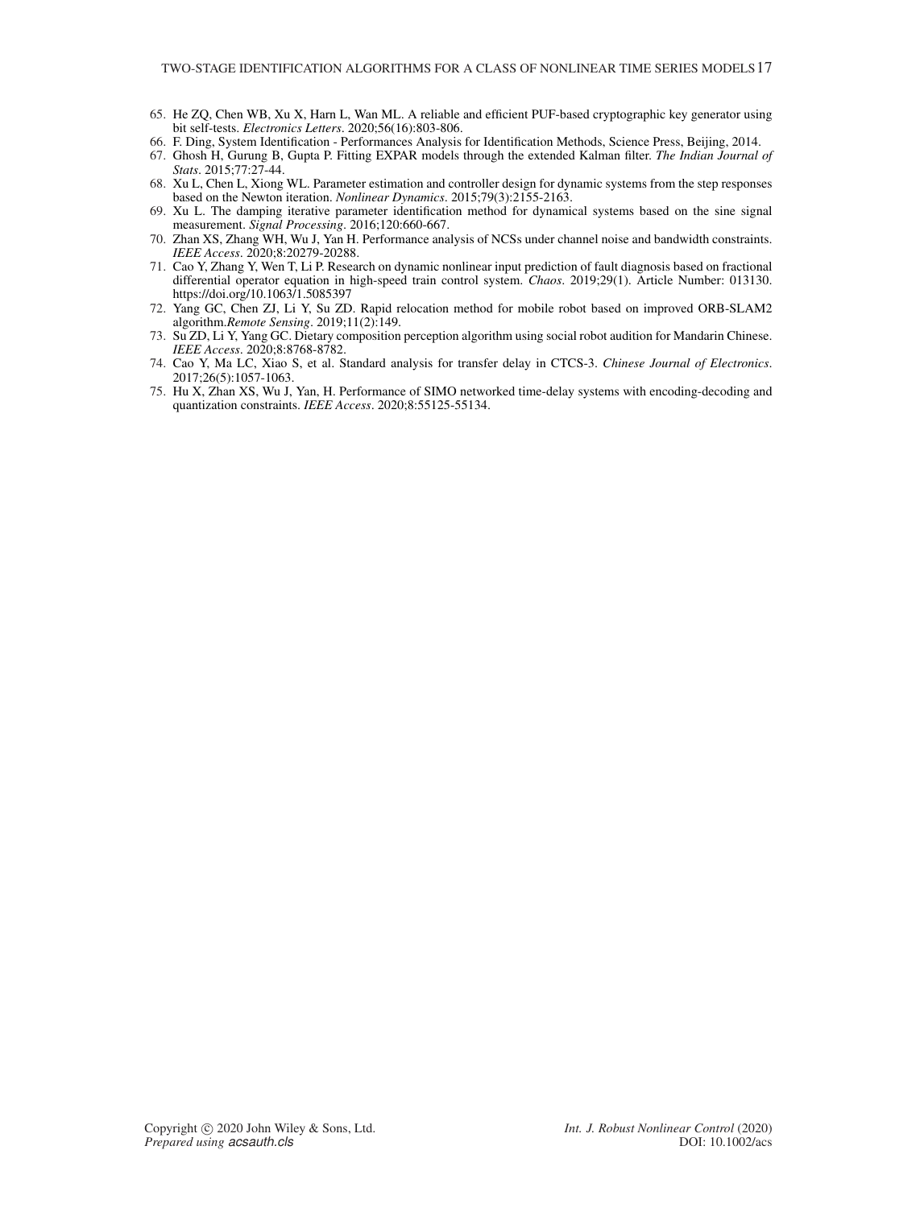65. He ZQ, Chen WB, Xu X, Harn L, Wan ML. A reliable and efficient PUF-based cryptographic key generator using bit self-tests. *Electronics Letters*. 2020;56(16):803-806.
66. F. Ding, System Identification - Performances Analysis for Identification Methods, Science Press, Beijing, 2014.
67. Ghosh H, Gurung B, Gupta P. Fitting EXPAR models through the extended Kalman filter. *The Indian Journal of Stats*. 2015;77:27-44.
68. Xu L, Chen L, Xiong WL. Parameter estimation and controller design for dynamic systems from the step responses based on the Newton iteration. *Nonlinear Dynamics*. 2015;79(3):2155-2163.
69. Xu L. The damping iterative parameter identification method for dynamical systems based on the sine signal measurement. *Signal Processing*. 2016;120:660-667.
70. Zhan XS, Zhang WH, Wu J, Yan H. Performance analysis of NCSs under channel noise and bandwidth constraints. *IEEE Access*. 2020;8:20279-20288.
71. Cao Y, Zhang Y, Wen T, Li P. Research on dynamic nonlinear input prediction of fault diagnosis based on fractional differential operator equation in high-speed train control system. *Chaos*. 2019;29(1). Article Number: 013130. https://doi.org/10.1063/1.5085397
72. Yang GC, Chen ZJ, Li Y, Su ZD. Rapid relocation method for mobile robot based on improved ORB-SLAM2 algorithm.*Remote Sensing*. 2019;11(2):149.
73. Su ZD, Li Y, Yang GC. Dietary composition perception algorithm using social robot audition for Mandarin Chinese. *IEEE Access*. 2020;8:8768-8782.
74. Cao Y, Ma LC, Xiao S, et al. Standard analysis for transfer delay in CTCS-3. *Chinese Journal of Electronics*. 2017;26(5):1057-1063.
75. Hu X, Zhan XS, Wu J, Yan, H. Performance of SIMO networked time-delay systems with encoding-decoding and quantization constraints. *IEEE Access*. 2020;8:55125-55134.